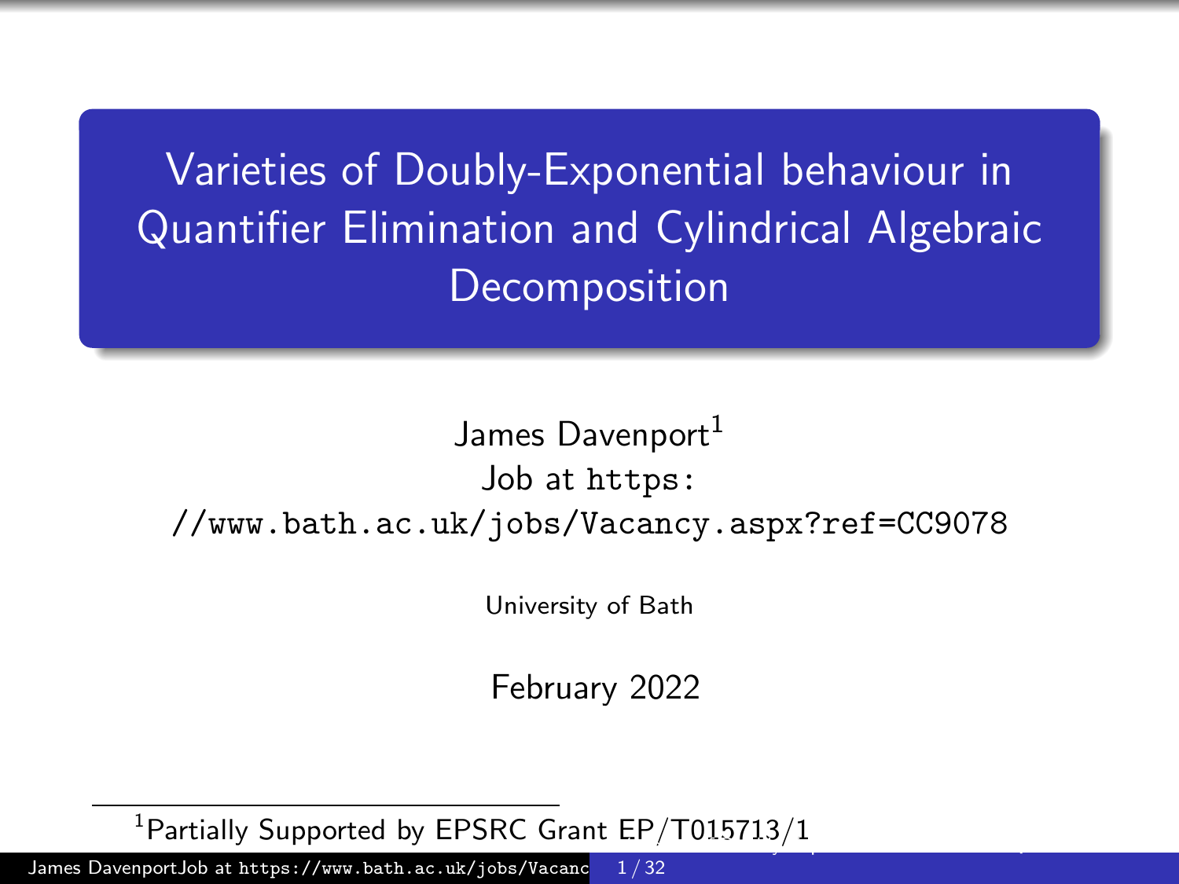# Varieties of Doubly-Exponential behaviour in Quantifier Elimination and Cylindrical Algebraic Decomposition

James Davenport[1]
Job at https://www.bath.ac.uk/jobs/Vacancy.aspx?ref=CC9078

University of Bath

February 2022

[1] Partially Supported by EPSRC Grant EP/T015713/1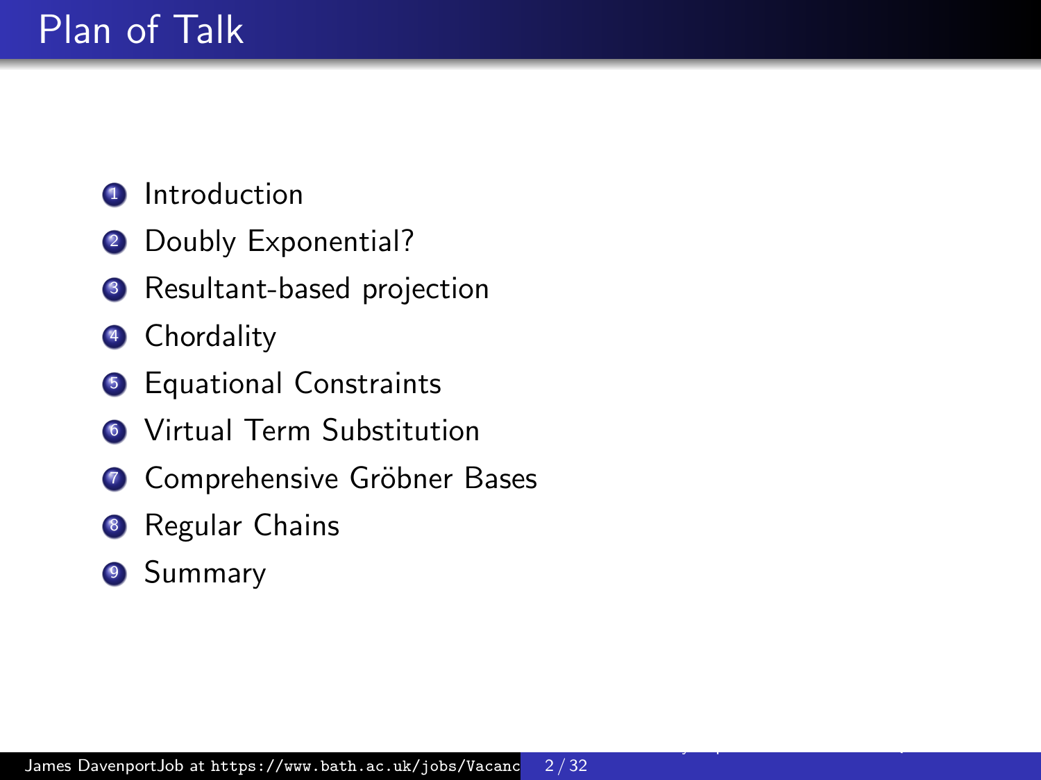# Plan of Talk

1. Introduction
2. Doubly Exponential?
3. Resultant-based projection
4. Chordality
5. Equational Constraints
6. Virtual Term Substitution
7. Comprehensive Gröbner Bases
8. Regular Chains
9. Summary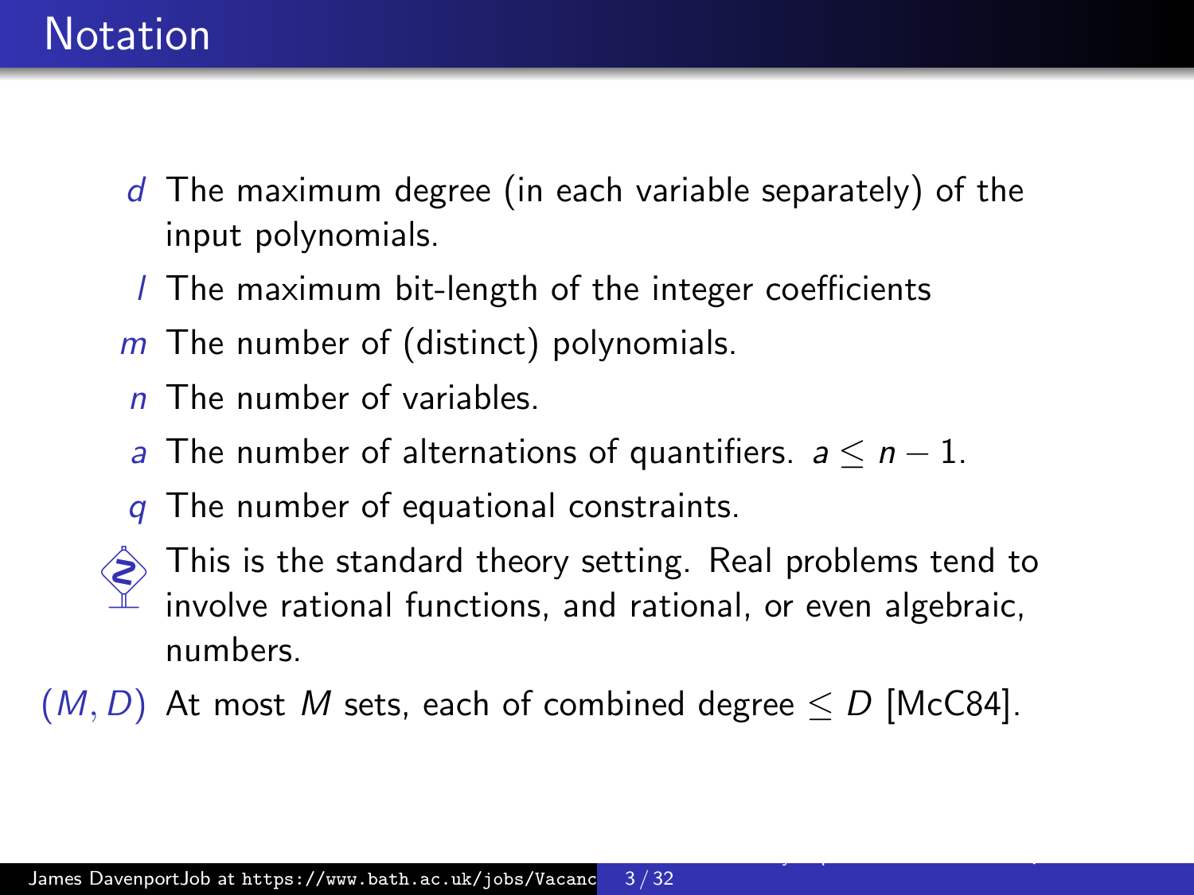# Notation

- $d$ The maximum degree (in each variable separately) of the input polynomials.
- $l$ The maximum bit-length of the integer coefficients
- $m$ The number of (distinct) polynomials.
- $n$ The number of variables.
- $a$ The number of alternations of quantifiers. $a \leq n - 1$.
- $q$ The number of equational constraints.
- This is the standard theory setting. Real problems tend to involve rational functions, and rational, or even algebraic, numbers.
- $(M, D)$ At most $M$ sets, each of combined degree $\leq D$ [McC84].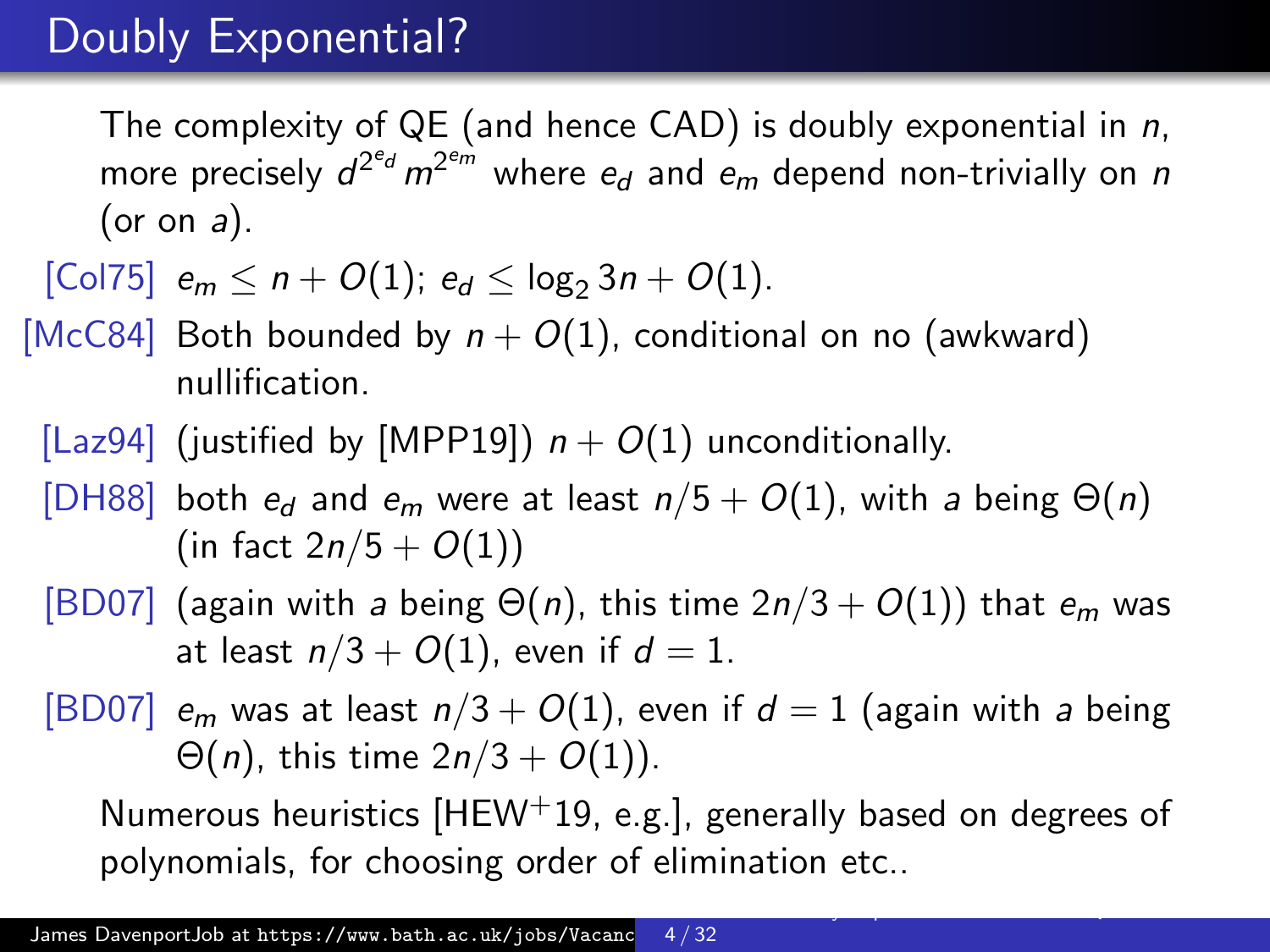# Doubly Exponential?

The complexity of QE (and hence CAD) is doubly exponential in $n$, more precisely $d^{2^{e_d}} m^{2^{e_m}}$ where $e_d$ and $e_m$ depend non-trivially on $n$ (or on $a$).

- [Col75] $e_m \leq n + O(1)$; $e_d \leq \log_2 3n + O(1)$.
- [McC84] Both bounded by $n + O(1)$, conditional on no (awkward) nullification.
- [Laz94] (justified by [MPP19]) $n + O(1)$ unconditionally.
- [DH88] both $e_d$ and $e_m$ were at least $n/5 + O(1)$, with $a$ being $\Theta(n)$ (in fact $2n/5 + O(1)$)
- [BD07] (again with $a$ being $\Theta(n)$, this time $2n/3 + O(1)$) that $e_m$ was at least $n/3 + O(1)$, even if $d = 1$.
- [BD07] $e_m$ was at least $n/3 + O(1)$, even if $d = 1$ (again with $a$ being $\Theta(n)$, this time $2n/3 + O(1)$).

Numerous heuristics [HEW+19, e.g.], generally based on degrees of polynomials, for choosing order of elimination etc..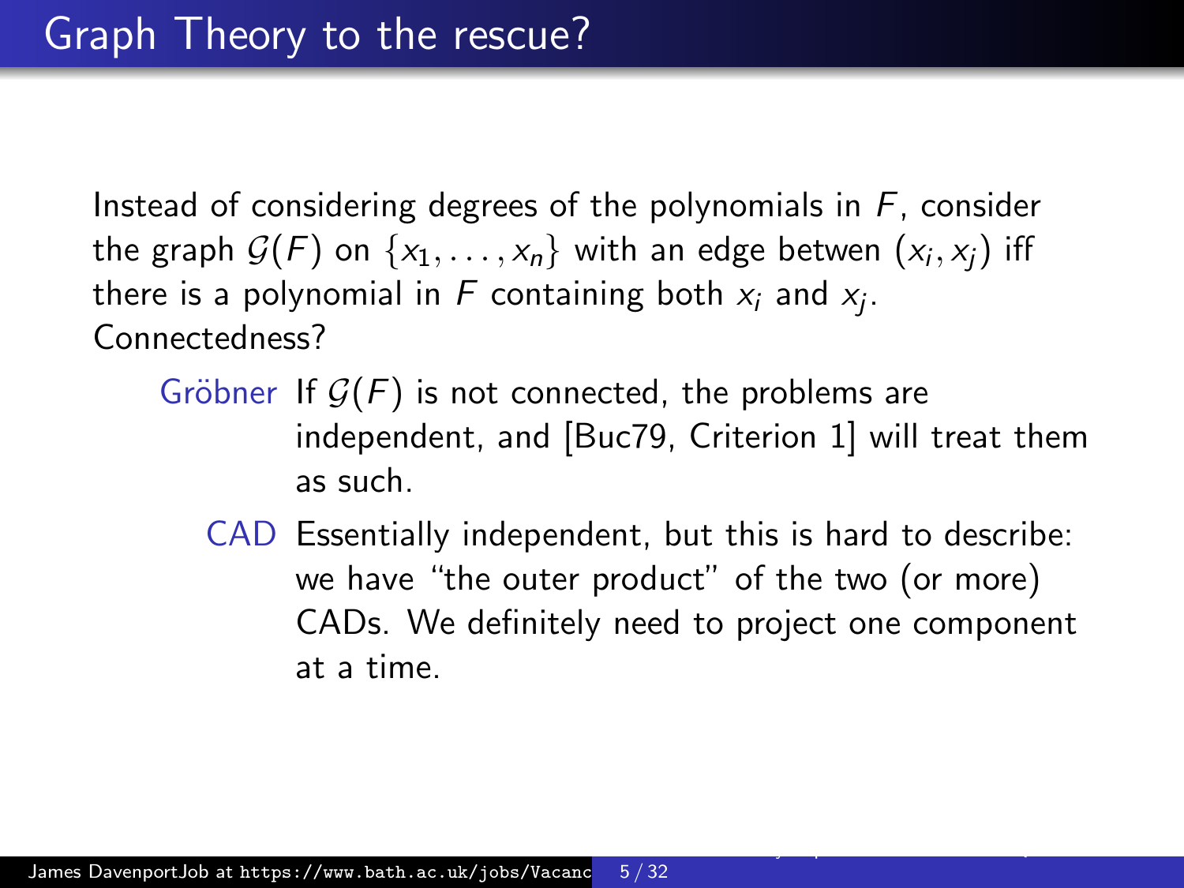# Graph Theory to the rescue?

Instead of considering degrees of the polynomials in $F$, consider the graph $\mathcal{G}(F)$ on $\{x_1, \ldots, x_n\}$ with an edge betwen $(x_i, x_j)$ iff there is a polynomial in $F$ containing both $x_i$ and $x_j$.
Connectedness?

- **Gröbner** If $\mathcal{G}(F)$ is not connected, the problems are independent, and [Buc79, Criterion 1] will treat them as such.
- **CAD** Essentially independent, but this is hard to describe: we have "the outer product" of the two (or more) CADs. We definitely need to project one component at a time.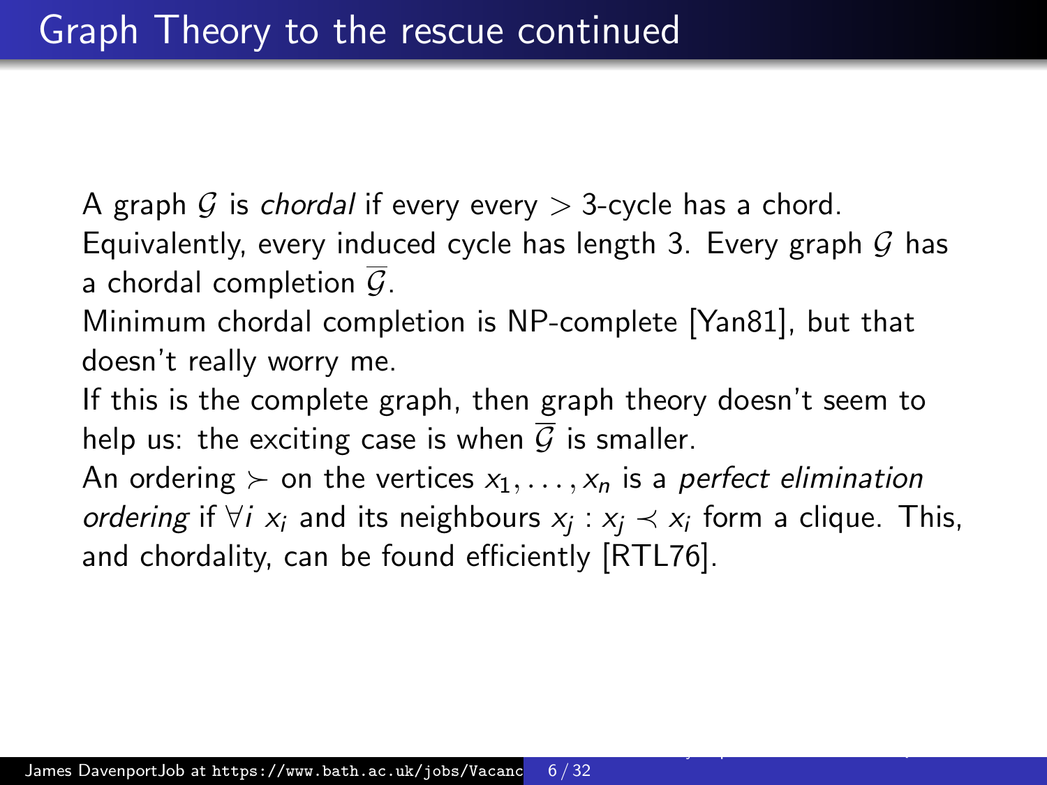# Graph Theory to the rescue continued

A graph $\mathcal{G}$ is *chordal* if every every $> 3$-cycle has a chord. Equivalently, every induced cycle has length 3. Every graph $\mathcal{G}$ has a chordal completion $\overline{\mathcal{G}}$.

Minimum chordal completion is NP-complete [Yan81], but that doesn't really worry me.

If this is the complete graph, then graph theory doesn't seem to help us: the exciting case is when $\overline{\mathcal{G}}$ is smaller.

An ordering $\succ$ on the vertices $x_1, \ldots, x_n$ is a *perfect elimination ordering* if $\forall i$ $x_i$ and its neighbours $x_j : x_j \prec x_i$ form a clique. This, and chordality, can be found efficiently [RTL76].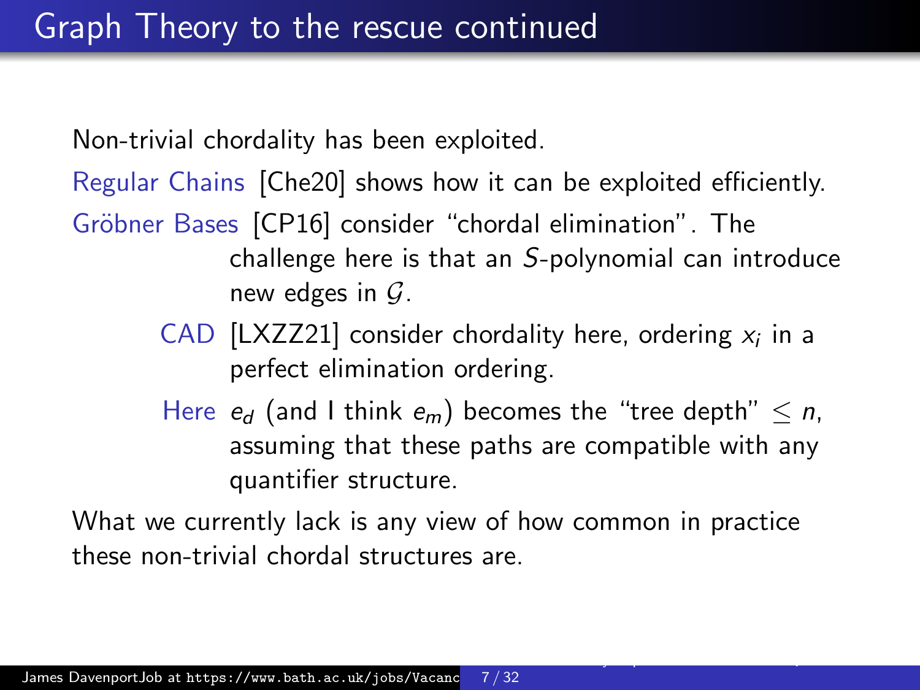# Graph Theory to the rescue continued

Non-trivial chordality has been exploited.

**Regular Chains** [Che20] shows how it can be exploited efficiently.

**Gröbner Bases** [CP16] consider "chordal elimination". The challenge here is that an $S$-polynomial can introduce new edges in $\mathcal{G}$.

**CAD** [LXZZ21] consider chordality here, ordering $x_i$ in a perfect elimination ordering.

**Here** $e_d$ (and I think $e_m$) becomes the "tree depth" $\leq n$, assuming that these paths are compatible with any quantifier structure.

What we currently lack is any view of how common in practice these non-trivial chordal structures are.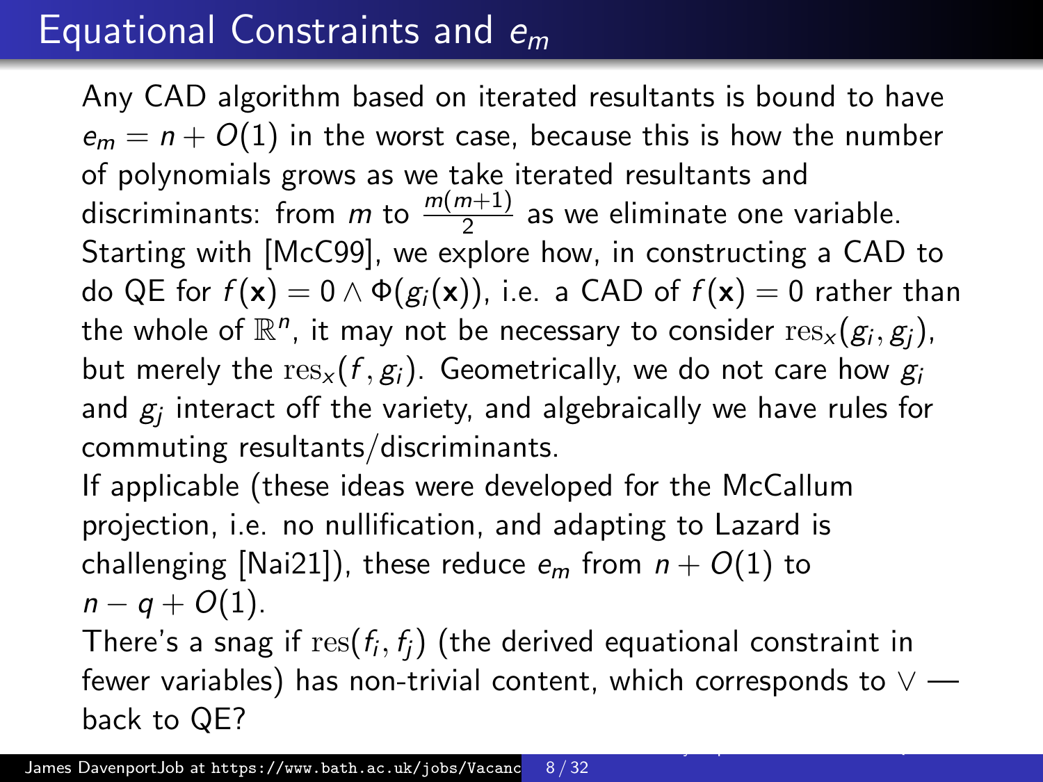# Equational Constraints and $e_m$

Any CAD algorithm based on iterated resultants is bound to have $e_m = n + O(1)$ in the worst case, because this is how the number of polynomials grows as we take iterated resultants and discriminants: from $m$ to $\frac{m(m+1)}{2}$ as we eliminate one variable. Starting with [McC99], we explore how, in constructing a CAD to do QE for $f(\mathbf{x}) = 0 \wedge \Phi(g_i(\mathbf{x}))$, i.e. a CAD of $f(\mathbf{x}) = 0$ rather than the whole of $\mathbb{R}^n$, it may not be necessary to consider $\mathrm{res}_x(g_i, g_j)$, but merely the $\mathrm{res}_x(f, g_i)$. Geometrically, we do not care how $g_i$ and $g_j$ interact off the variety, and algebraically we have rules for commuting resultants/discriminants.

If applicable (these ideas were developed for the McCallum projection, i.e. no nullification, and adapting to Lazard is challenging [Nai21]), these reduce $e_m$ from $n + O(1)$ to $n - q + O(1)$.

There's a snag if $\mathrm{res}(f_i, f_j)$ (the derived equational constraint in fewer variables) has non-trivial content, which corresponds to $\vee$ — back to QE?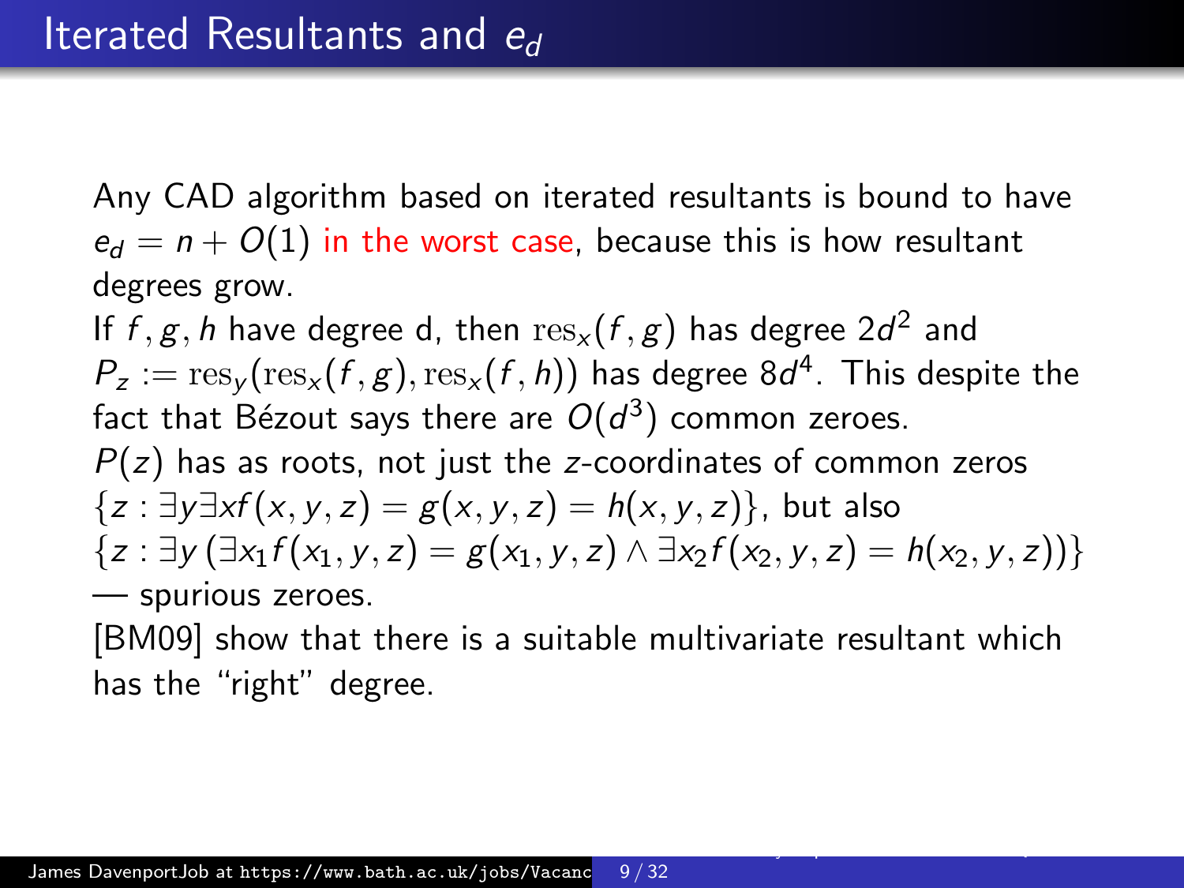# Iterated Resultants and $e_d$

Any CAD algorithm based on iterated resultants is bound to have $e_d = n + O(1)$ in the worst case, because this is how resultant degrees grow.

If $f, g, h$ have degree d, then $\mathrm{res}_x(f, g)$ has degree $2d^2$ and $P_z := \mathrm{res}_y(\mathrm{res}_x(f, g), \mathrm{res}_x(f, h))$ has degree $8d^4$. This despite the fact that Bézout says there are $O(d^3)$ common zeroes.

$P(z)$ has as roots, not just the $z$-coordinates of common zeros $\{z : \exists y \exists x f(x, y, z) = g(x, y, z) = h(x, y, z)\}$, but also $\{z : \exists y\, (\exists x_1 f(x_1, y, z) = g(x_1, y, z) \wedge \exists x_2 f(x_2, y, z) = h(x_2, y, z))\}$ — spurious zeroes.

[BM09] show that there is a suitable multivariate resultant which has the "right" degree.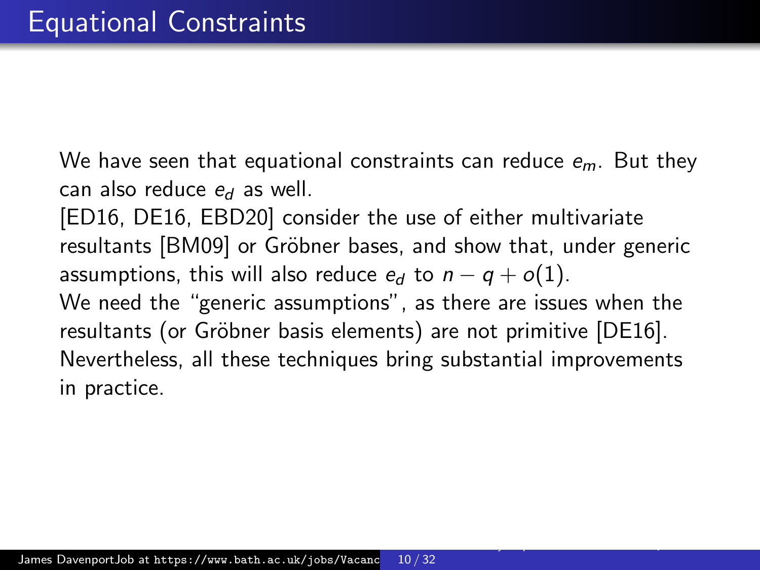# Equational Constraints

We have seen that equational constraints can reduce $e_m$. But they can also reduce $e_d$ as well.

[ED16, DE16, EBD20] consider the use of either multivariate resultants [BM09] or Gröbner bases, and show that, under generic assumptions, this will also reduce $e_d$ to $n - q + o(1)$.

We need the "generic assumptions", as there are issues when the resultants (or Gröbner basis elements) are not primitive [DE16]. Nevertheless, all these techniques bring substantial improvements in practice.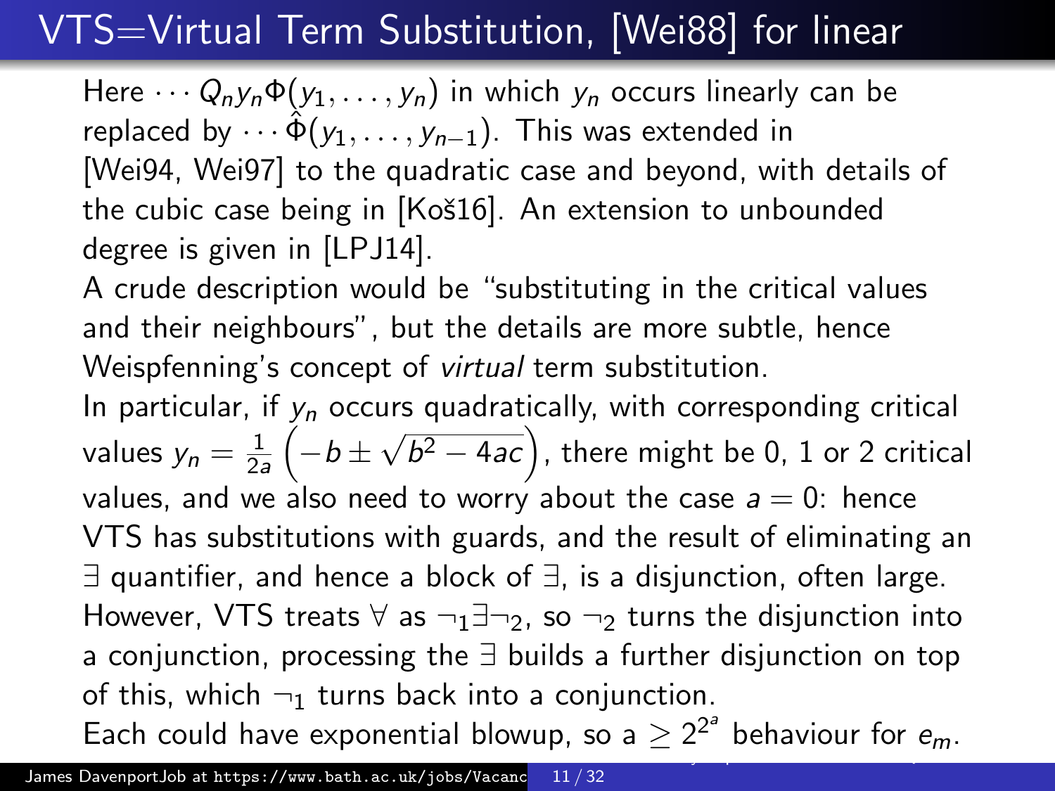# VTS=Virtual Term Substitution, [Wei88] for linear

Here $\cdots Q_n y_n \Phi(y_1, \ldots, y_n)$ in which $y_n$ occurs linearly can be replaced by $\cdots \hat{\Phi}(y_1, \ldots, y_{n-1})$. This was extended in [Wei94, Wei97] to the quadratic case and beyond, with details of the cubic case being in [Koš16]. An extension to unbounded degree is given in [LPJ14].

A crude description would be "substituting in the critical values and their neighbours", but the details are more subtle, hence Weispfenning's concept of *virtual* term substitution.

In particular, if $y_n$ occurs quadratically, with corresponding critical values $y_n = \frac{1}{2a}\left(-b \pm \sqrt{b^2 - 4ac}\right)$, there might be 0, 1 or 2 critical values, and we also need to worry about the case $a = 0$: hence VTS has substitutions with guards, and the result of eliminating an $\exists$ quantifier, and hence a block of $\exists$, is a disjunction, often large. However, VTS treats $\forall$ as $\neg_1 \exists \neg_2$, so $\neg_2$ turns the disjunction into a conjunction, processing the $\exists$ builds a further disjunction on top of this, which $\neg_1$ turns back into a conjunction.

Each could have exponential blowup, so a $\geq 2^{2^a}$ behaviour for $e_m$.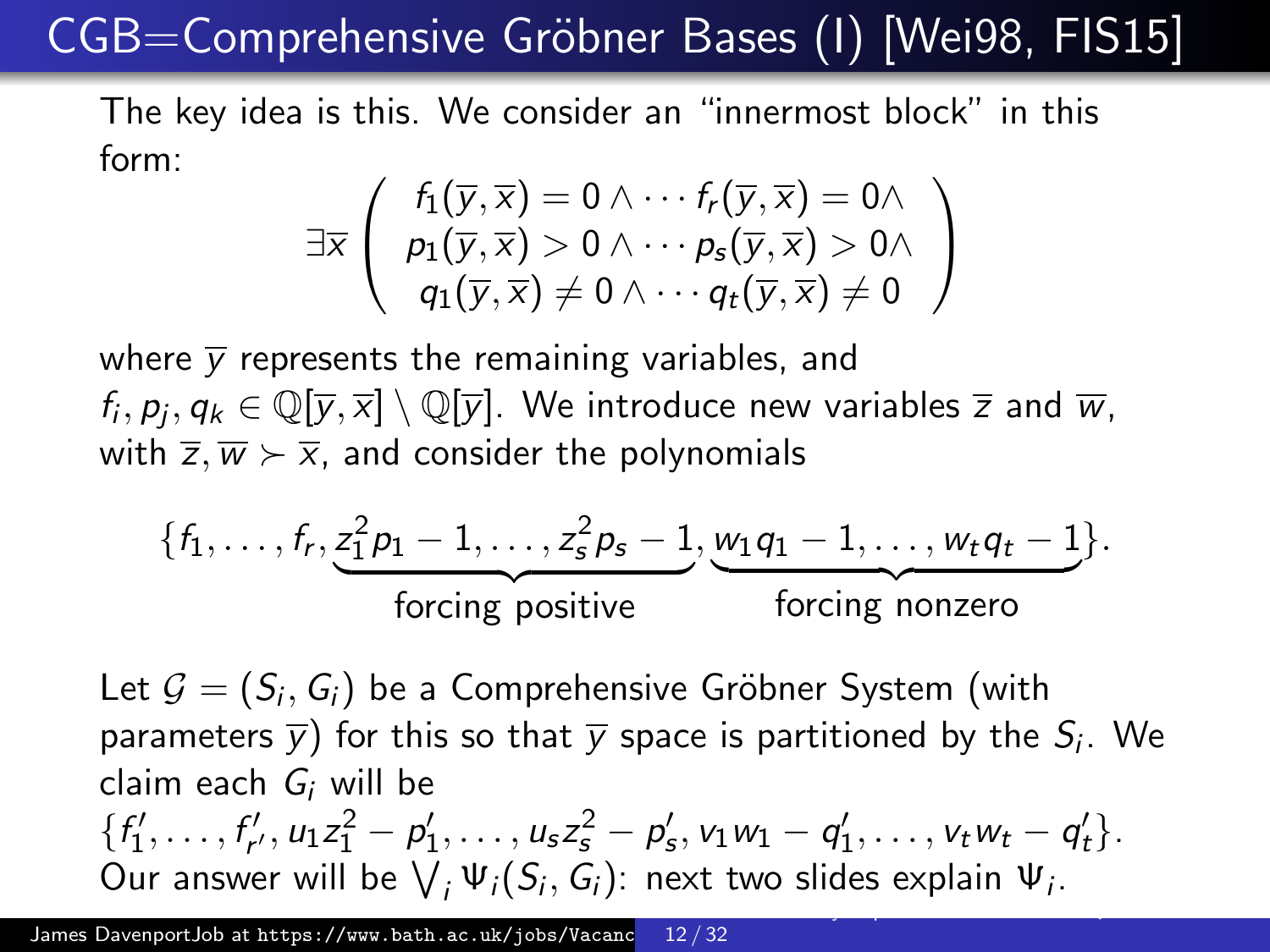# CGB=Comprehensive Gröbner Bases (I) [Wei98, FIS15]

The key idea is this. We consider an "innermost block" in this form:

$$\exists \overline{x} \left( \begin{array}{c} f_1(\overline{y},\overline{x}) = 0 \wedge \cdots f_r(\overline{y},\overline{x}) = 0 \wedge \\ p_1(\overline{y},\overline{x}) > 0 \wedge \cdots p_s(\overline{y},\overline{x}) > 0 \wedge \\ q_1(\overline{y},\overline{x}) \neq 0 \wedge \cdots q_t(\overline{y},\overline{x}) \neq 0 \end{array} \right)$$

where $\overline{y}$ represents the remaining variables, and $f_i, p_j, q_k \in \mathbb{Q}[\overline{y},\overline{x}] \setminus \mathbb{Q}[\overline{y}]$. We introduce new variables $\overline{z}$ and $\overline{w}$, with $\overline{z}, \overline{w} \succ \overline{x}$, and consider the polynomials

$$\{f_1, \ldots, f_r, \underbrace{z_1^2 p_1 - 1, \ldots, z_s^2 p_s - 1}_{\text{forcing positive}}, \underbrace{w_1 q_1 - 1, \ldots, w_t q_t - 1}_{\text{forcing nonzero}}\}.$$

Let $\mathcal{G} = (S_i, G_i)$ be a Comprehensive Gröbner System (with parameters $\overline{y}$) for this so that $\overline{y}$ space is partitioned by the $S_i$. We claim each $G_i$ will be $\{f'_1, \ldots, f'_{r'}, u_1 z_1^2 - p'_1, \ldots, u_s z_s^2 - p'_s, v_1 w_1 - q'_1, \ldots, v_t w_t - q'_t\}$.
Our answer will be $\bigvee_i \Psi_i(S_i, G_i)$: next two slides explain $\Psi_i$.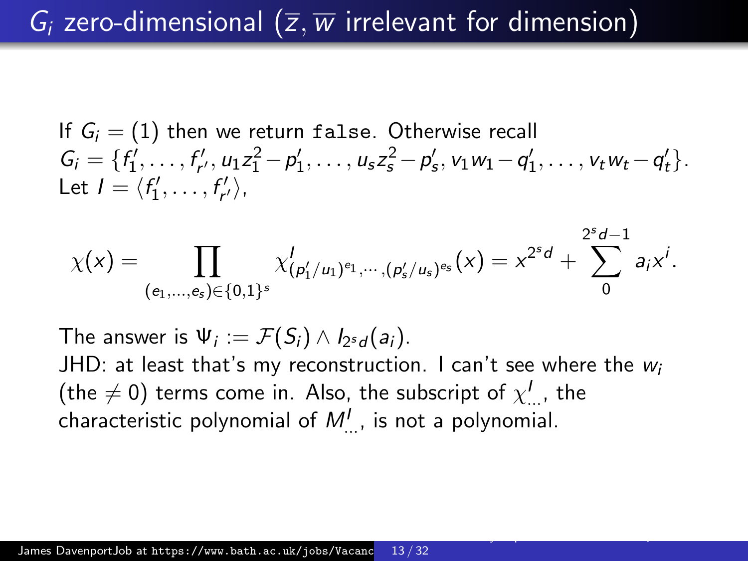# $G_i$ zero-dimensional ($\overline{z}, \overline{w}$ irrelevant for dimension)

If $G_i = (1)$ then we return `false`. Otherwise recall $G_i = \{f'_1, \ldots, f'_{r'}, u_1 z_1^2 - p'_1, \ldots, u_s z_s^2 - p'_s, v_1 w_1 - q'_1, \ldots, v_t w_t - q'_t\}$. Let $I = \langle f'_1, \ldots, f'_{r'} \rangle$,

$$\chi(x) = \prod_{(e_1,\ldots,e_s)\in\{0,1\}^s} \chi^I_{(p'_1/u_1)^{e_1},\cdots,(p'_s/u_s)^{e_s}}(x) = x^{2^s d} + \sum_0^{2^s d - 1} a_i x^i.$$

The answer is $\Psi_i := \mathcal{F}(S_i) \wedge I_{2^s d}(a_i)$.

JHD: at least that's my reconstruction. I can't see where the $w_i$ (the $\neq 0$) terms come in. Also, the subscript of $\chi^I_{\ldots}$, the characteristic polynomial of $M^I_{\ldots}$, is not a polynomial.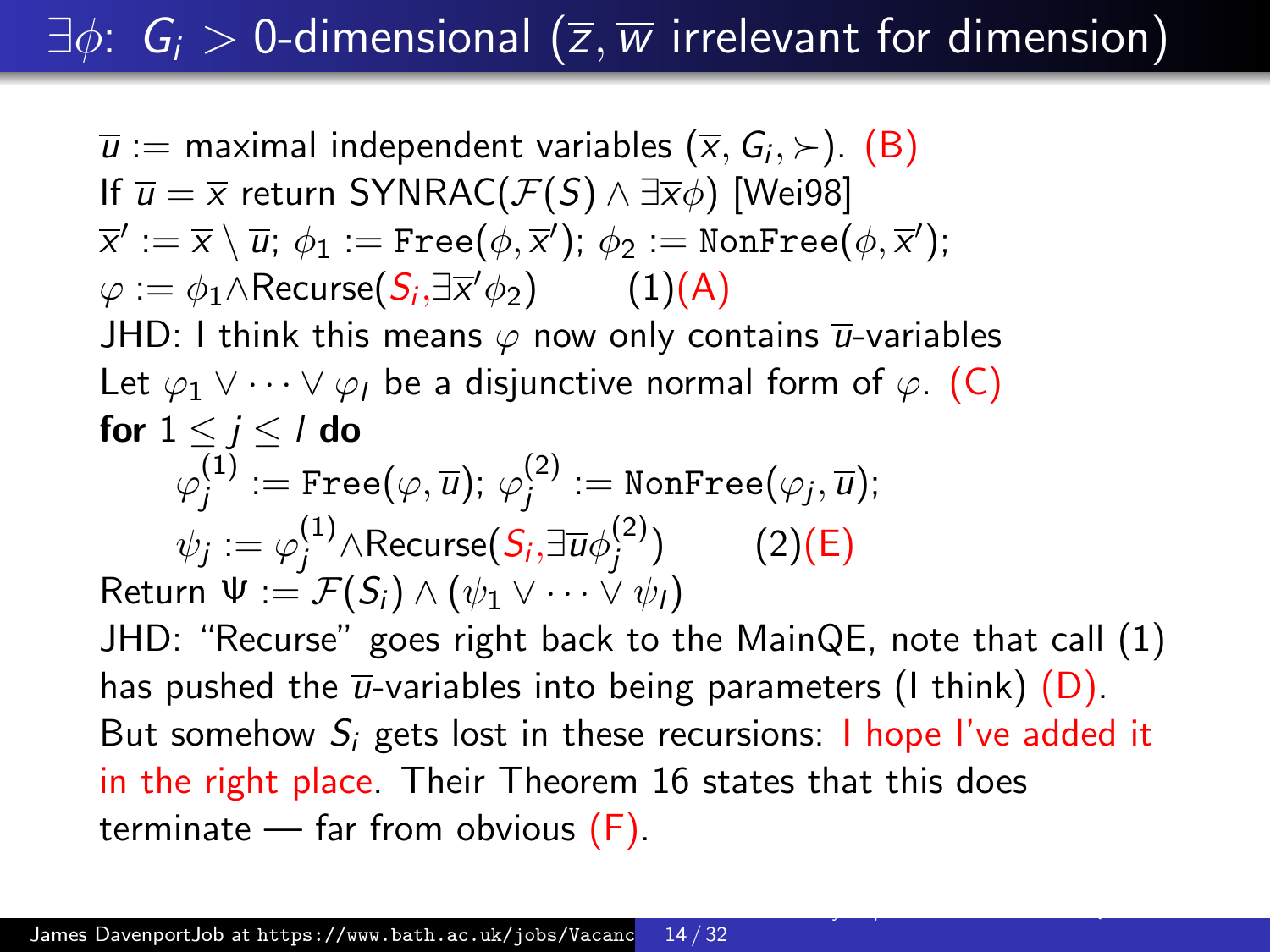# $\exists\phi$: $G_i > 0$-dimensional ($\overline{z}, \overline{w}$ irrelevant for dimension)

$\overline{u} :=$ maximal independent variables $(\overline{x}, G_i, \succ)$. (B)
If $\overline{u} = \overline{x}$ return SYNRAC($\mathcal{F}(S) \wedge \exists\overline{x}\phi$) [Wei98]
$\overline{x}' := \overline{x} \setminus \overline{u}$; $\phi_1 :=$ `Free`$(\phi, \overline{x}')$; $\phi_2 :=$ `NonFree`$(\phi, \overline{x}')$;
$\varphi := \phi_1 \wedge$Recurse($S_i$,$\exists\overline{x}'\phi_2$) (1)(A)
JHD: I think this means $\varphi$ now only contains $\overline{u}$-variables
Let $\varphi_1 \vee \cdots \vee \varphi_l$ be a disjunctive normal form of $\varphi$. (C)
**for** $1 \le j \le l$ **do**

$\quad\varphi_j^{(1)} :=$ `Free`$(\varphi, \overline{u})$; $\varphi_j^{(2)} :=$ `NonFree`$(\varphi_j, \overline{u})$;

$\quad\psi_j := \varphi_j^{(1)} \wedge$Recurse($S_i$,$\exists\overline{u}\phi_j^{(2)}$) (2)(E)

Return $\Psi := \mathcal{F}(S_i) \wedge (\psi_1 \vee \cdots \vee \psi_l)$
JHD: "Recurse" goes right back to the MainQE, note that call (1) has pushed the $\overline{u}$-variables into being parameters (I think) (D). But somehow $S_i$ gets lost in these recursions: I hope I've added it in the right place. Their Theorem 16 states that this does terminate — far from obvious (F).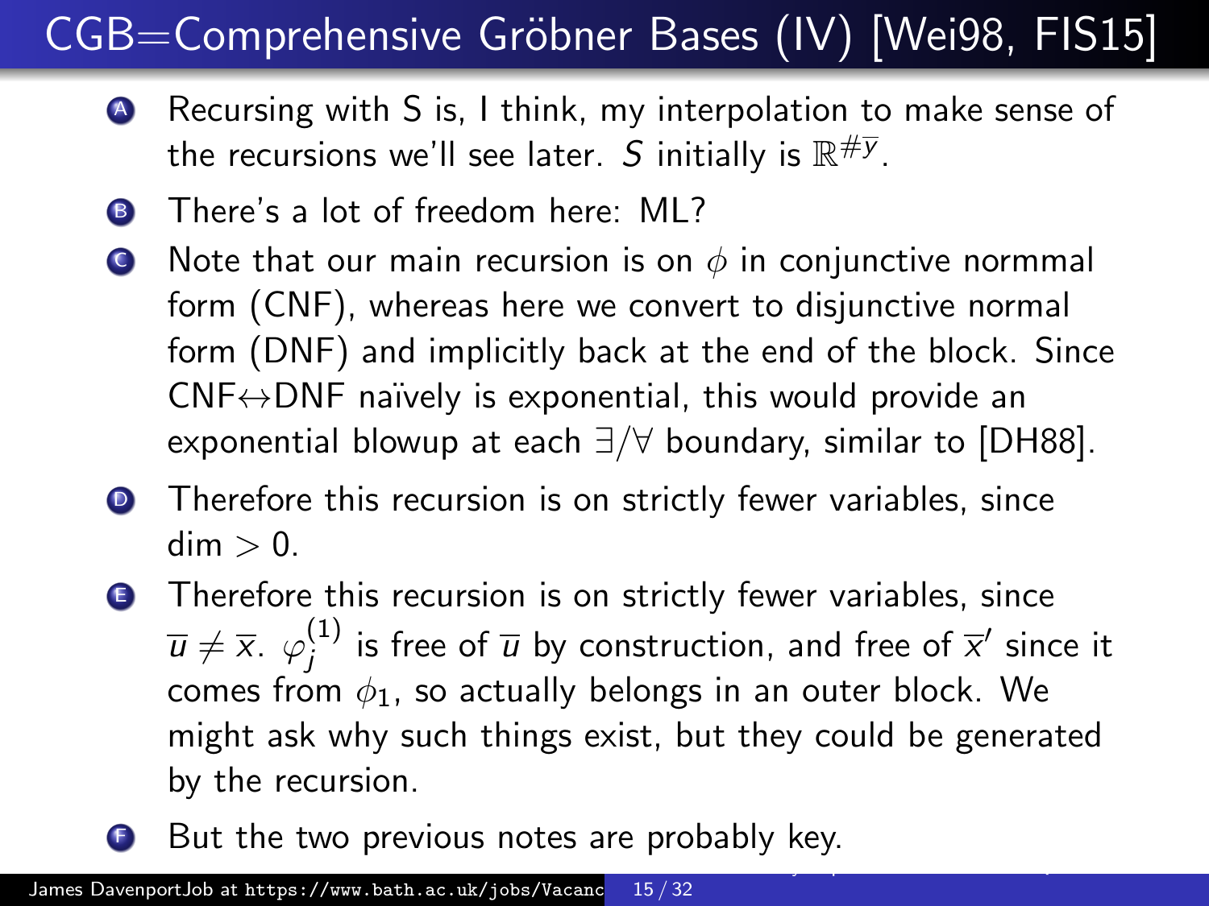# CGB=Comprehensive Gröbner Bases (IV) [Wei98, FIS15]

- **A** Recursing with S is, I think, my interpolation to make sense of the recursions we'll see later. $S$ initially is $\mathbb{R}^{\#\overline{y}}$.
- **B** There's a lot of freedom here: ML?
- **C** Note that our main recursion is on $\phi$ in conjunctive normmal form (CNF), whereas here we convert to disjunctive normal form (DNF) and implicitly back at the end of the block. Since CNF$\leftrightarrow$DNF naïvely is exponential, this would provide an exponential blowup at each $\exists/\forall$ boundary, similar to [DH88].
- **D** Therefore this recursion is on strictly fewer variables, since $\dim > 0$.
- **E** Therefore this recursion is on strictly fewer variables, since $\overline{u} \neq \overline{x}$. $\varphi_j^{(1)}$ is free of $\overline{u}$ by construction, and free of $\overline{x}'$ since it comes from $\phi_1$, so actually belongs in an outer block. We might ask why such things exist, but they could be generated by the recursion.
- **F** But the two previous notes are probably key.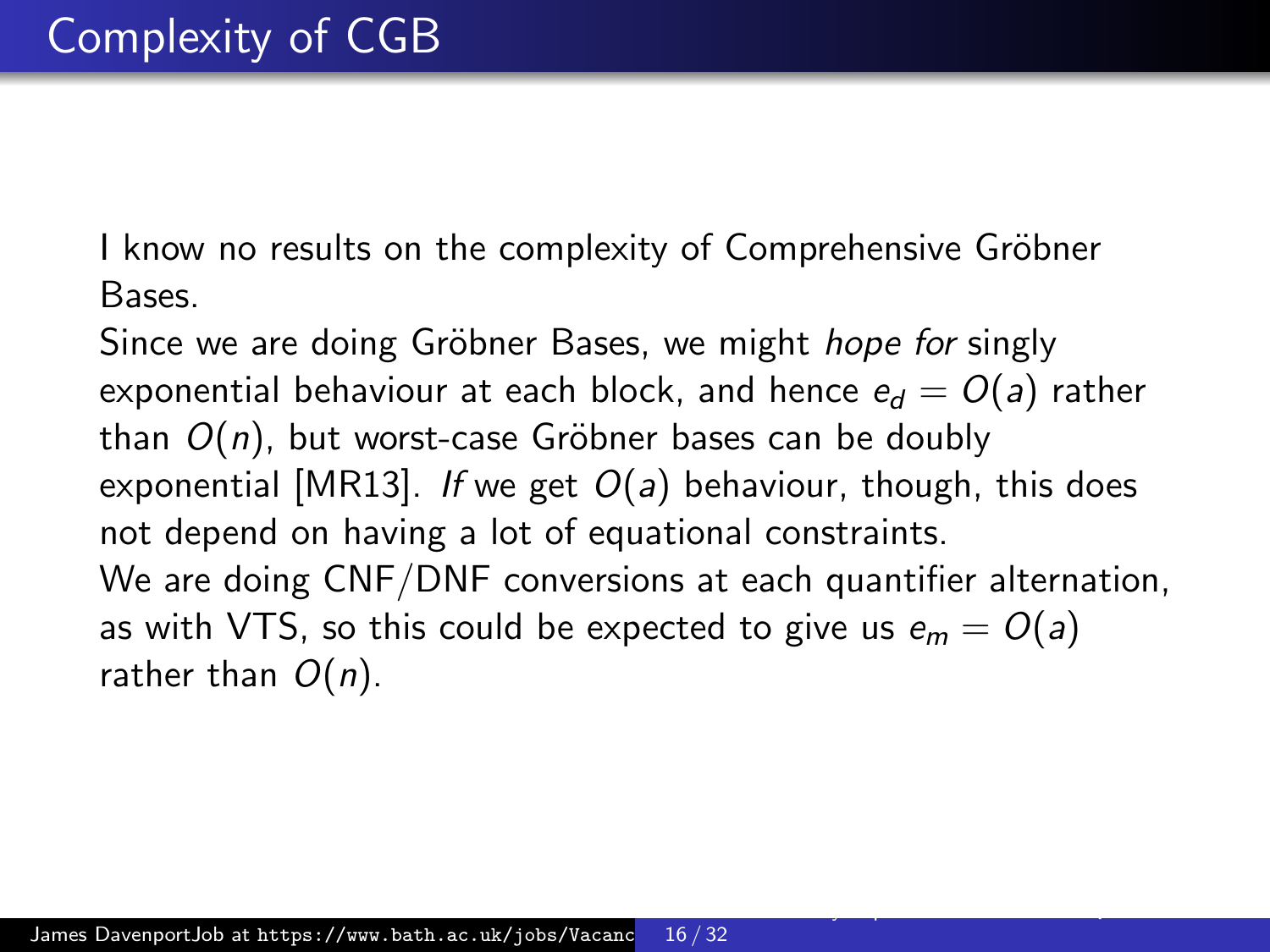# Complexity of CGB

I know no results on the complexity of Comprehensive Gröbner Bases.

Since we are doing Gröbner Bases, we might *hope for* singly exponential behaviour at each block, and hence $e_d = O(a)$ rather than $O(n)$, but worst-case Gröbner bases can be doubly exponential [MR13]. *If* we get $O(a)$ behaviour, though, this does not depend on having a lot of equational constraints.

We are doing CNF/DNF conversions at each quantifier alternation, as with VTS, so this could be expected to give us $e_m = O(a)$ rather than $O(n)$.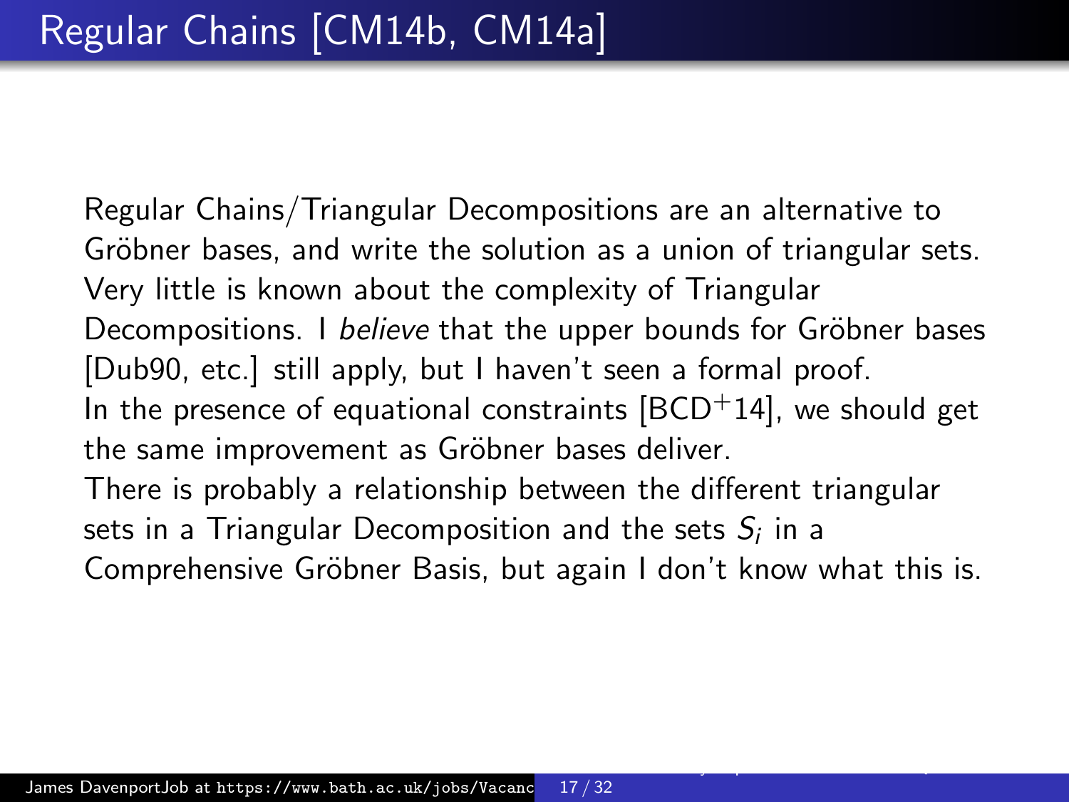# Regular Chains [CM14b, CM14a]

Regular Chains/Triangular Decompositions are an alternative to Gröbner bases, and write the solution as a union of triangular sets.

Very little is known about the complexity of Triangular Decompositions. I *believe* that the upper bounds for Gröbner bases [Dub90, etc.] still apply, but I haven't seen a formal proof.

In the presence of equational constraints [BCD$^+$14], we should get the same improvement as Gröbner bases deliver.

There is probably a relationship between the different triangular sets in a Triangular Decomposition and the sets $S_i$ in a Comprehensive Gröbner Basis, but again I don't know what this is.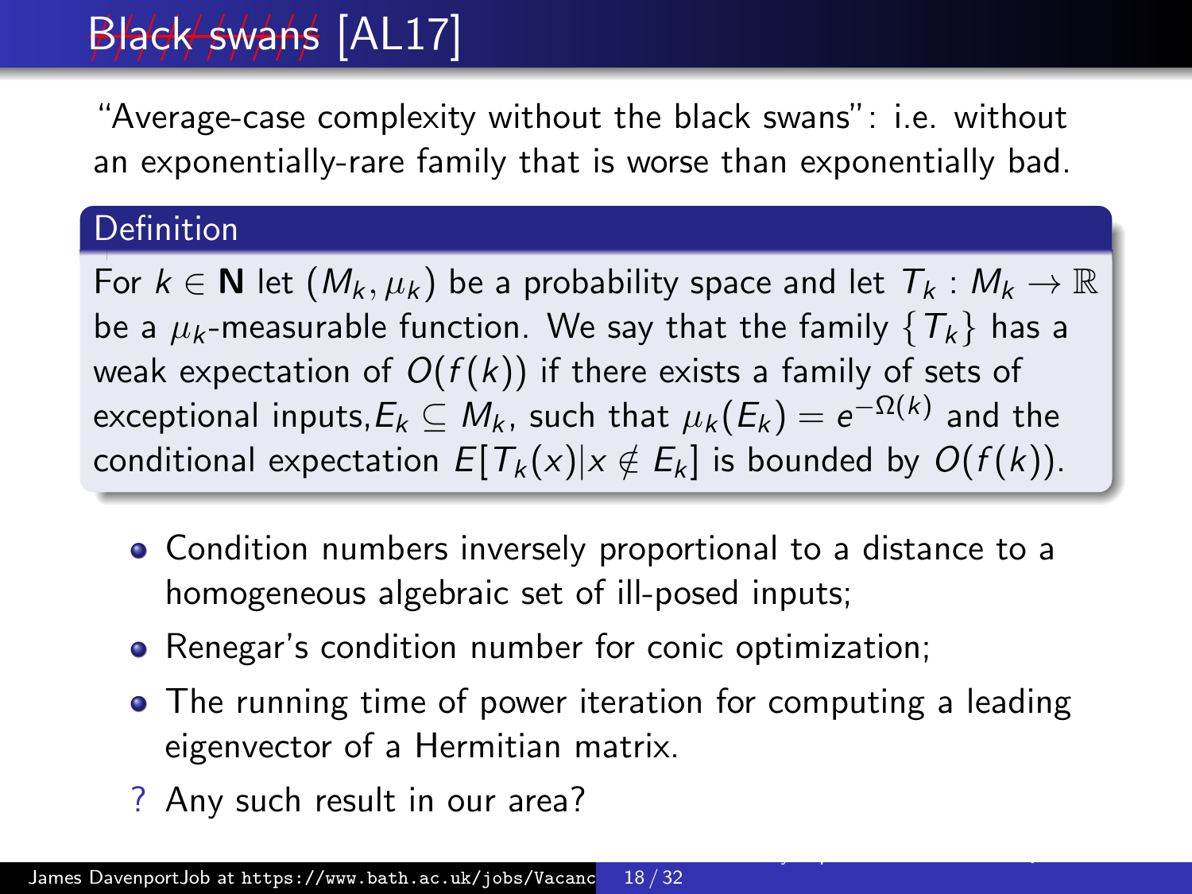# Black swans [AL17]

"Average-case complexity without the black swans": i.e. without an exponentially-rare family that is worse than exponentially bad.

**Definition**

For $k \in \mathbf{N}$ let $(M_k, \mu_k)$ be a probability space and let $T_k : M_k \to \mathbb{R}$ be a $\mu_k$-measurable function. We say that the family $\{T_k\}$ has a weak expectation of $O(f(k))$ if there exists a family of sets of exceptional inputs, $E_k \subseteq M_k$, such that $\mu_k(E_k) = e^{-\Omega(k)}$ and the conditional expectation $E[T_k(x) | x \notin E_k]$ is bounded by $O(f(k))$.

- Condition numbers inversely proportional to a distance to a homogeneous algebraic set of ill-posed inputs;
- Renegar's condition number for conic optimization;
- The running time of power iteration for computing a leading eigenvector of a Hermitian matrix.

? Any such result in our area?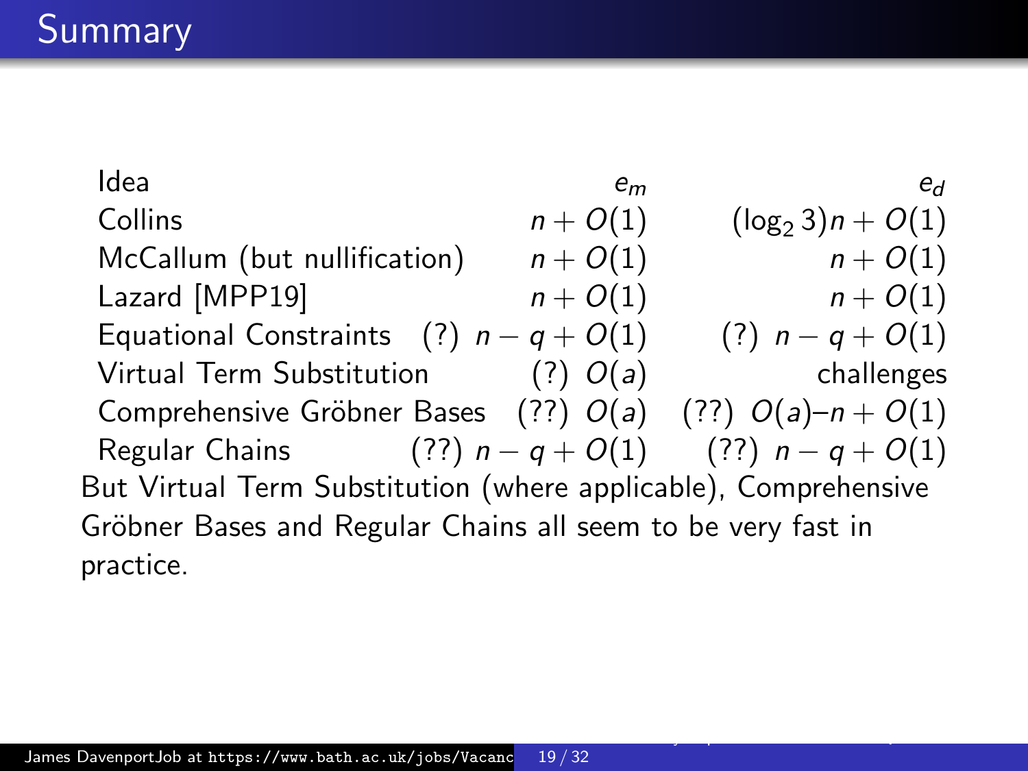# Summary

| Idea | $e_m$ | $e_d$ |
|---|---|---|
| Collins | $n + O(1)$ | $(\log_2 3)n + O(1)$ |
| McCallum (but nullification) | $n + O(1)$ | $n + O(1)$ |
| Lazard [MPP19] | $n + O(1)$ | $n + O(1)$ |
| Equational Constraints | (?) $n - q + O(1)$ | (?) $n - q + O(1)$ |
| Virtual Term Substitution | (?) $O(a)$ | challenges |
| Comprehensive Gröbner Bases | (??) $O(a)$ | (??) $O(a)$–$n + O(1)$ |
| Regular Chains | (??) $n - q + O(1)$ | (??) $n - q + O(1)$ |

But Virtual Term Substitution (where applicable), Comprehensive Gröbner Bases and Regular Chains all seem to be very fast in practice.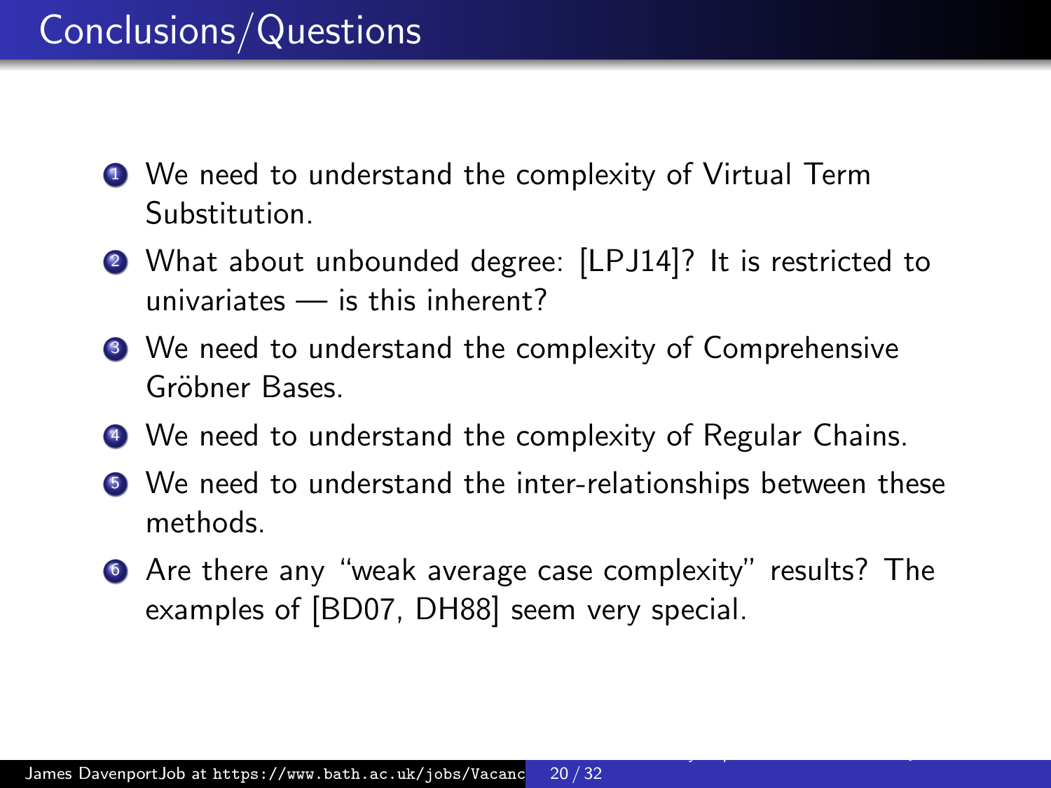# Conclusions/Questions

1. We need to understand the complexity of Virtual Term Substitution.
2. What about unbounded degree: [LPJ14]? It is restricted to univariates — is this inherent?
3. We need to understand the complexity of Comprehensive Gröbner Bases.
4. We need to understand the complexity of Regular Chains.
5. We need to understand the inter-relationships between these methods.
6. Are there any "weak average case complexity" results? The examples of [BD07, DH88] seem very special.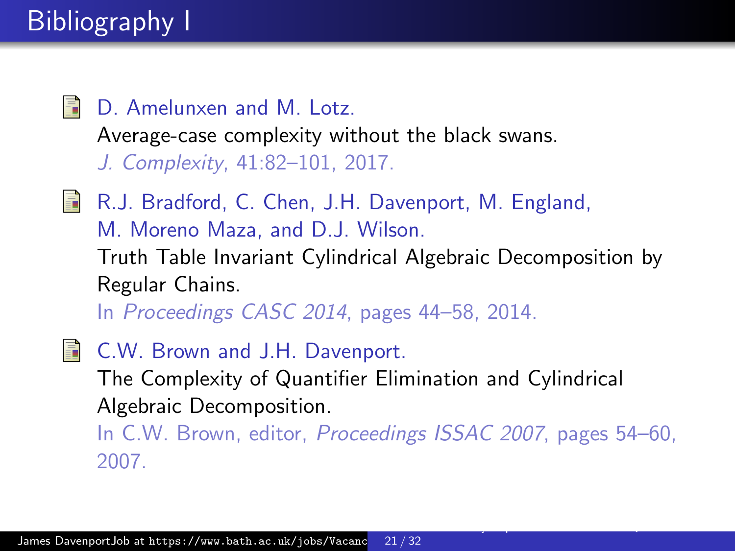# Bibliography I

- D. Amelunxen and M. Lotz.
  Average-case complexity without the black swans.
  *J. Complexity*, 41:82–101, 2017.

- R.J. Bradford, C. Chen, J.H. Davenport, M. England, M. Moreno Maza, and D.J. Wilson.
  Truth Table Invariant Cylindrical Algebraic Decomposition by Regular Chains.
  In *Proceedings CASC 2014*, pages 44–58, 2014.

- C.W. Brown and J.H. Davenport.
  The Complexity of Quantifier Elimination and Cylindrical Algebraic Decomposition.
  In C.W. Brown, editor, *Proceedings ISSAC 2007*, pages 54–60, 2007.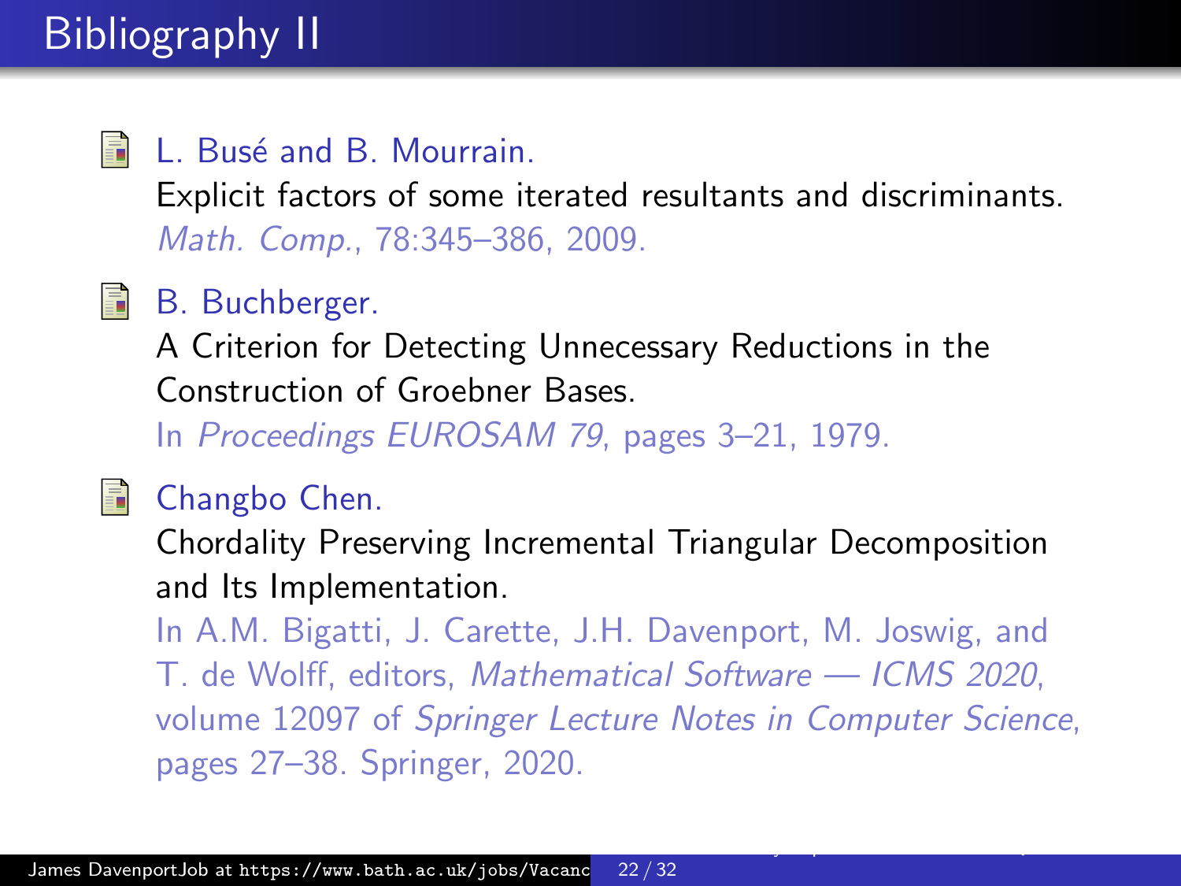# Bibliography II

- L. Busé and B. Mourrain.
  Explicit factors of some iterated resultants and discriminants.
  *Math. Comp.*, 78:345–386, 2009.

- B. Buchberger.
  A Criterion for Detecting Unnecessary Reductions in the Construction of Groebner Bases.
  In *Proceedings EUROSAM 79*, pages 3–21, 1979.

- Changbo Chen.
  Chordality Preserving Incremental Triangular Decomposition and Its Implementation.
  In A.M. Bigatti, J. Carette, J.H. Davenport, M. Joswig, and T. de Wolff, editors, *Mathematical Software — ICMS 2020*, volume 12097 of *Springer Lecture Notes in Computer Science*, pages 27–38. Springer, 2020.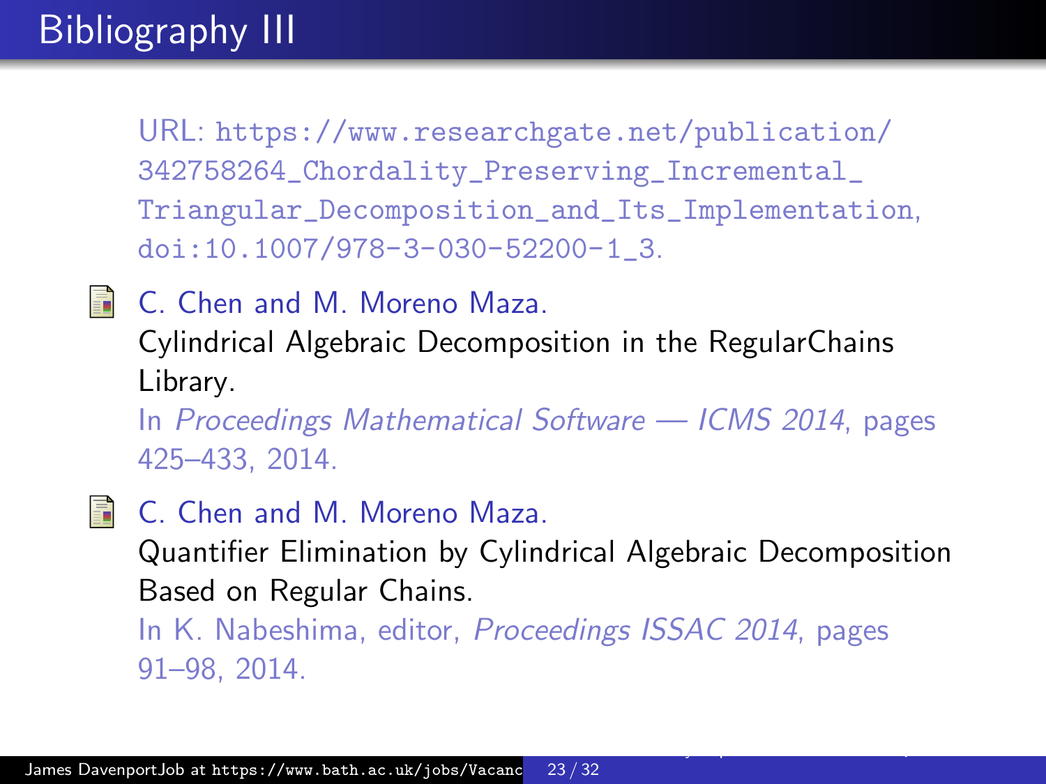# Bibliography III

URL: https://www.researchgate.net/publication/342758264_Chordality_Preserving_Incremental_Triangular_Decomposition_and_Its_Implementation, doi:10.1007/978-3-030-52200-1_3.

- C. Chen and M. Moreno Maza.
  Cylindrical Algebraic Decomposition in the RegularChains Library.
  In *Proceedings Mathematical Software — ICMS 2014*, pages 425–433, 2014.

- C. Chen and M. Moreno Maza.
  Quantifier Elimination by Cylindrical Algebraic Decomposition Based on Regular Chains.
  In K. Nabeshima, editor, *Proceedings ISSAC 2014*, pages 91–98, 2014.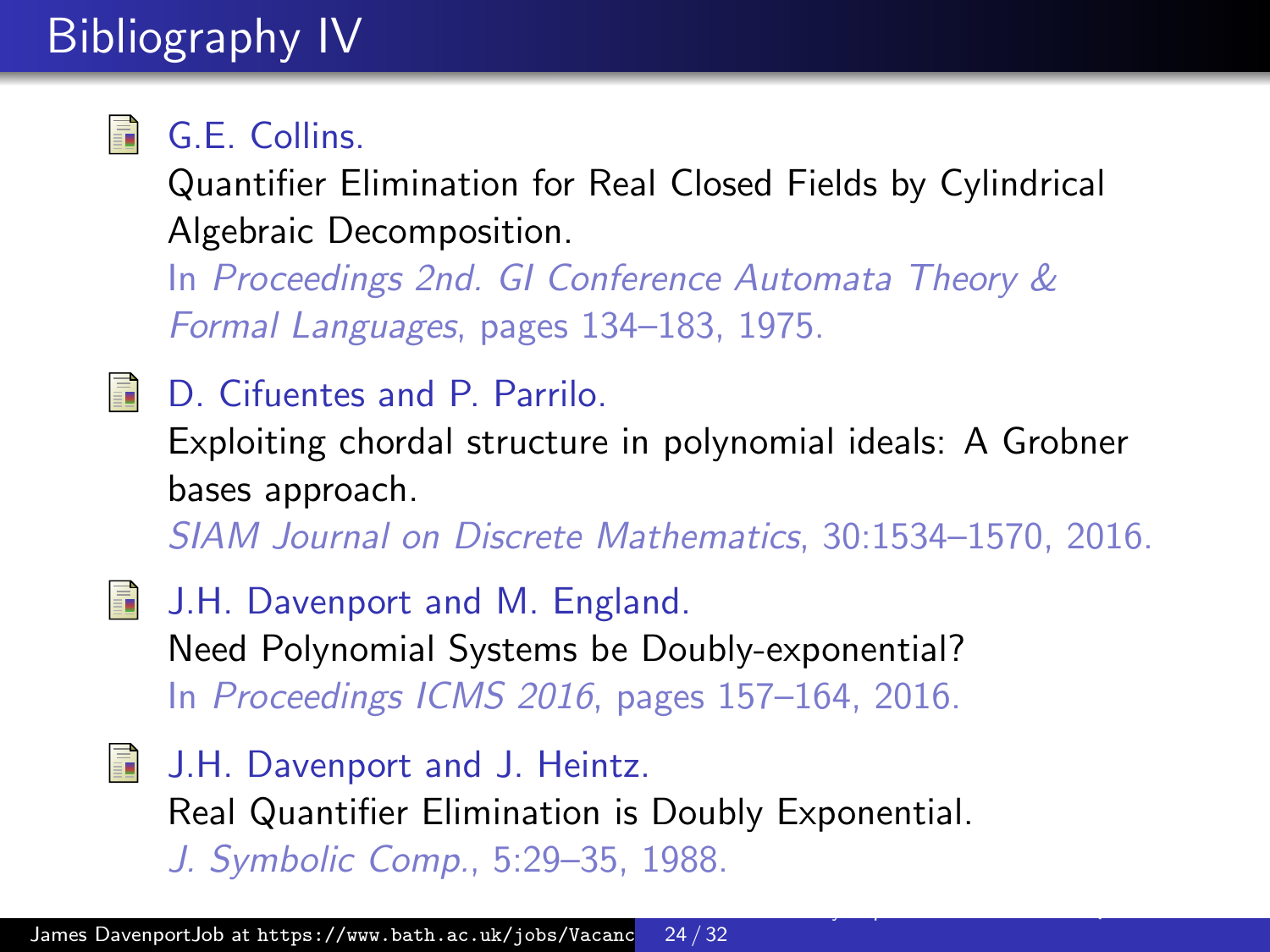# Bibliography IV

- G.E. Collins.
  Quantifier Elimination for Real Closed Fields by Cylindrical Algebraic Decomposition.
  In *Proceedings 2nd. GI Conference Automata Theory & Formal Languages*, pages 134–183, 1975.

- D. Cifuentes and P. Parrilo.
  Exploiting chordal structure in polynomial ideals: A Grobner bases approach.
  *SIAM Journal on Discrete Mathematics*, 30:1534–1570, 2016.

- J.H. Davenport and M. England.
  Need Polynomial Systems be Doubly-exponential?
  In *Proceedings ICMS 2016*, pages 157–164, 2016.

- J.H. Davenport and J. Heintz.
  Real Quantifier Elimination is Doubly Exponential.
  *J. Symbolic Comp.*, 5:29–35, 1988.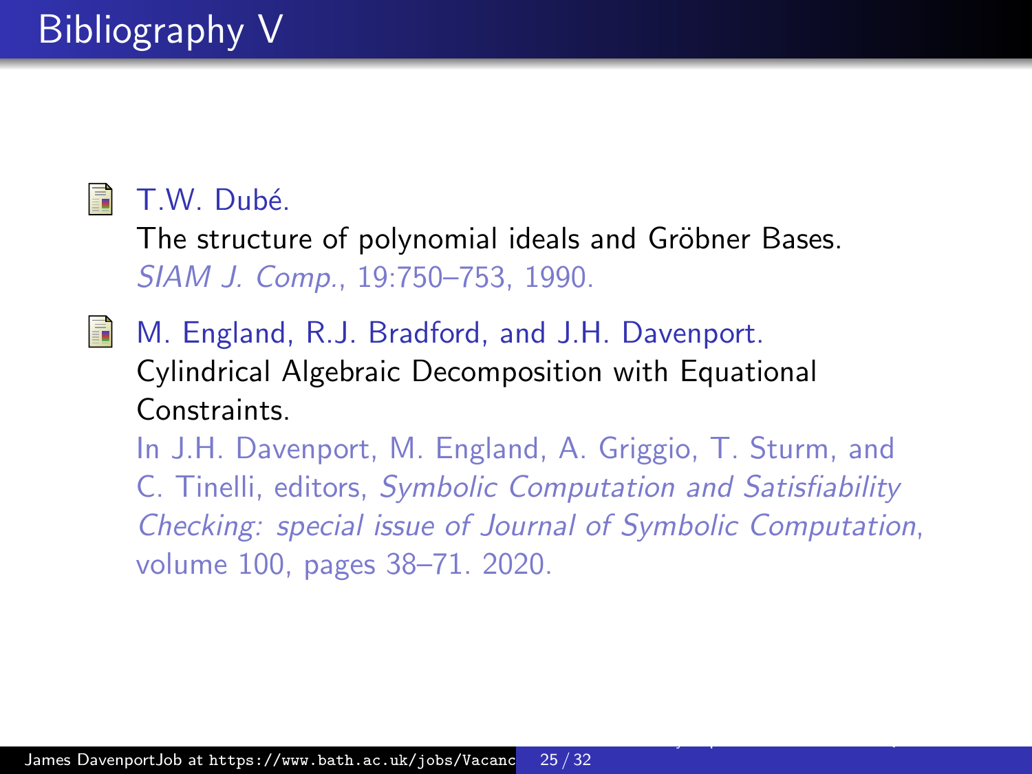# Bibliography V

- T.W. Dubé.
  The structure of polynomial ideals and Gröbner Bases.
  *SIAM J. Comp.*, 19:750–753, 1990.

- M. England, R.J. Bradford, and J.H. Davenport.
  Cylindrical Algebraic Decomposition with Equational Constraints.
  In J.H. Davenport, M. England, A. Griggio, T. Sturm, and C. Tinelli, editors, *Symbolic Computation and Satisfiability Checking: special issue of Journal of Symbolic Computation*, volume 100, pages 38–71. 2020.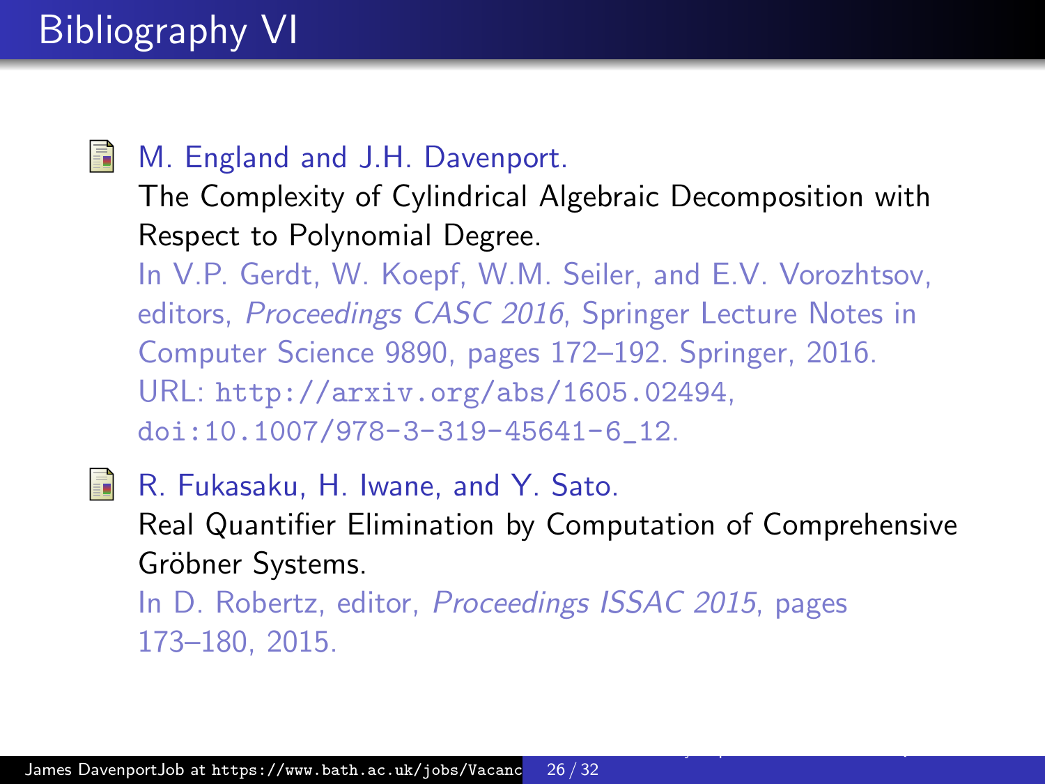# Bibliography VI

- M. England and J.H. Davenport.
  The Complexity of Cylindrical Algebraic Decomposition with Respect to Polynomial Degree.
  In V.P. Gerdt, W. Koepf, W.M. Seiler, and E.V. Vorozhtsov, editors, *Proceedings CASC 2016*, Springer Lecture Notes in Computer Science 9890, pages 172–192. Springer, 2016.
  URL: http://arxiv.org/abs/1605.02494, doi:10.1007/978-3-319-45641-6_12.

- R. Fukasaku, H. Iwane, and Y. Sato.
  Real Quantifier Elimination by Computation of Comprehensive Gröbner Systems.
  In D. Robertz, editor, *Proceedings ISSAC 2015*, pages 173–180, 2015.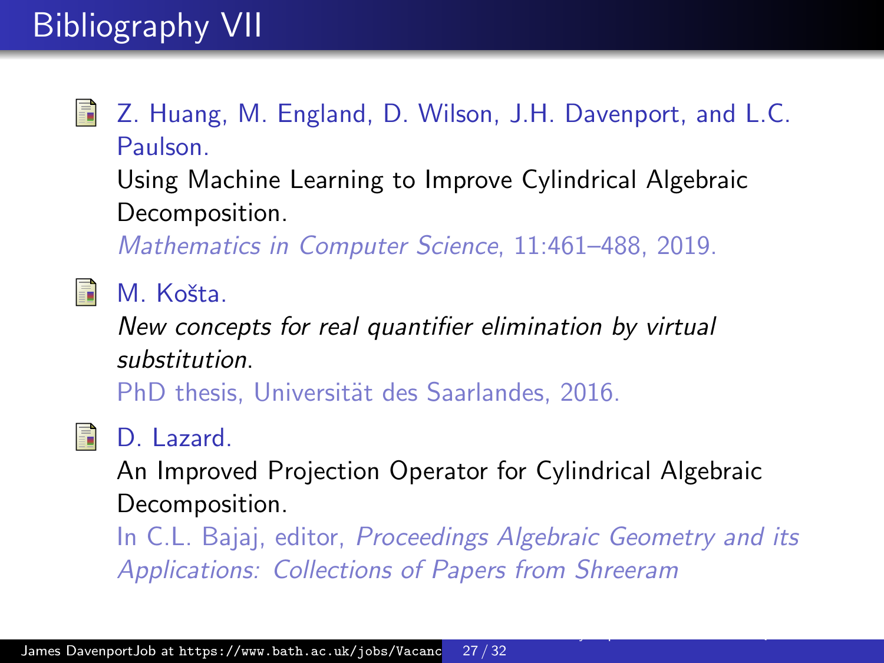# Bibliography VII

- Z. Huang, M. England, D. Wilson, J.H. Davenport, and L.C. Paulson.
  Using Machine Learning to Improve Cylindrical Algebraic Decomposition.
  *Mathematics in Computer Science*, 11:461–488, 2019.

- M. Košta.
  *New concepts for real quantifier elimination by virtual substitution*.
  PhD thesis, Universität des Saarlandes, 2016.

- D. Lazard.
  An Improved Projection Operator for Cylindrical Algebraic Decomposition.
  In C.L. Bajaj, editor, *Proceedings Algebraic Geometry and its Applications: Collections of Papers from Shreeram*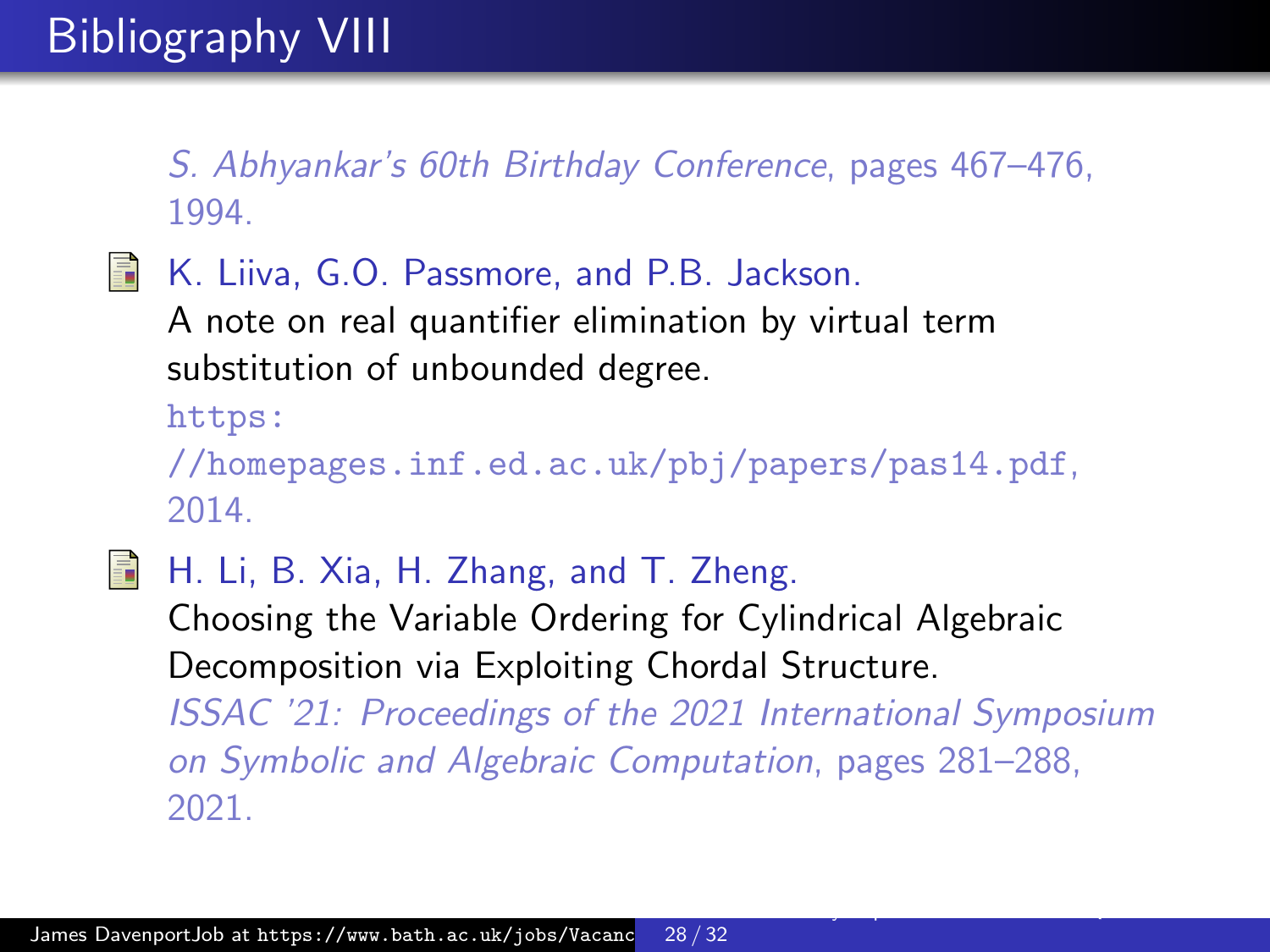# Bibliography VIII

*S. Abhyankar's 60th Birthday Conference*, pages 467–476, 1994.

K. Liiva, G.O. Passmore, and P.B. Jackson.
A note on real quantifier elimination by virtual term substitution of unbounded degree.
https://homepages.inf.ed.ac.uk/pbj/papers/pas14.pdf, 2014.

H. Li, B. Xia, H. Zhang, and T. Zheng.
Choosing the Variable Ordering for Cylindrical Algebraic Decomposition via Exploiting Chordal Structure.
*ISSAC '21: Proceedings of the 2021 International Symposium on Symbolic and Algebraic Computation*, pages 281–288, 2021.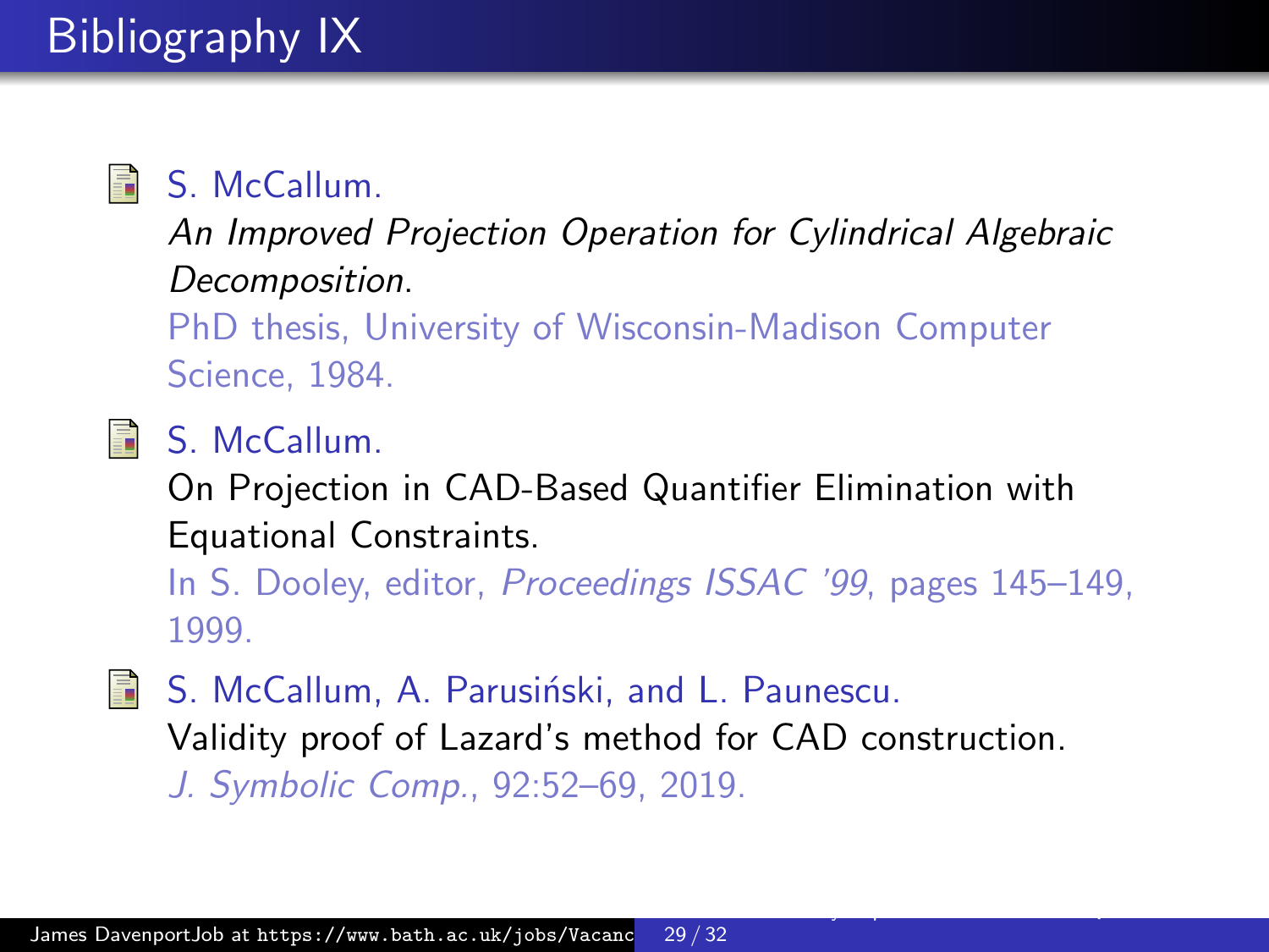# Bibliography IX

- S. McCallum.
  *An Improved Projection Operation for Cylindrical Algebraic Decomposition*.
  PhD thesis, University of Wisconsin-Madison Computer Science, 1984.

- S. McCallum.
  On Projection in CAD-Based Quantifier Elimination with Equational Constraints.
  In S. Dooley, editor, *Proceedings ISSAC '99*, pages 145–149, 1999.

- S. McCallum, A. Parusiński, and L. Paunescu.
  Validity proof of Lazard's method for CAD construction.
  *J. Symbolic Comp.*, 92:52–69, 2019.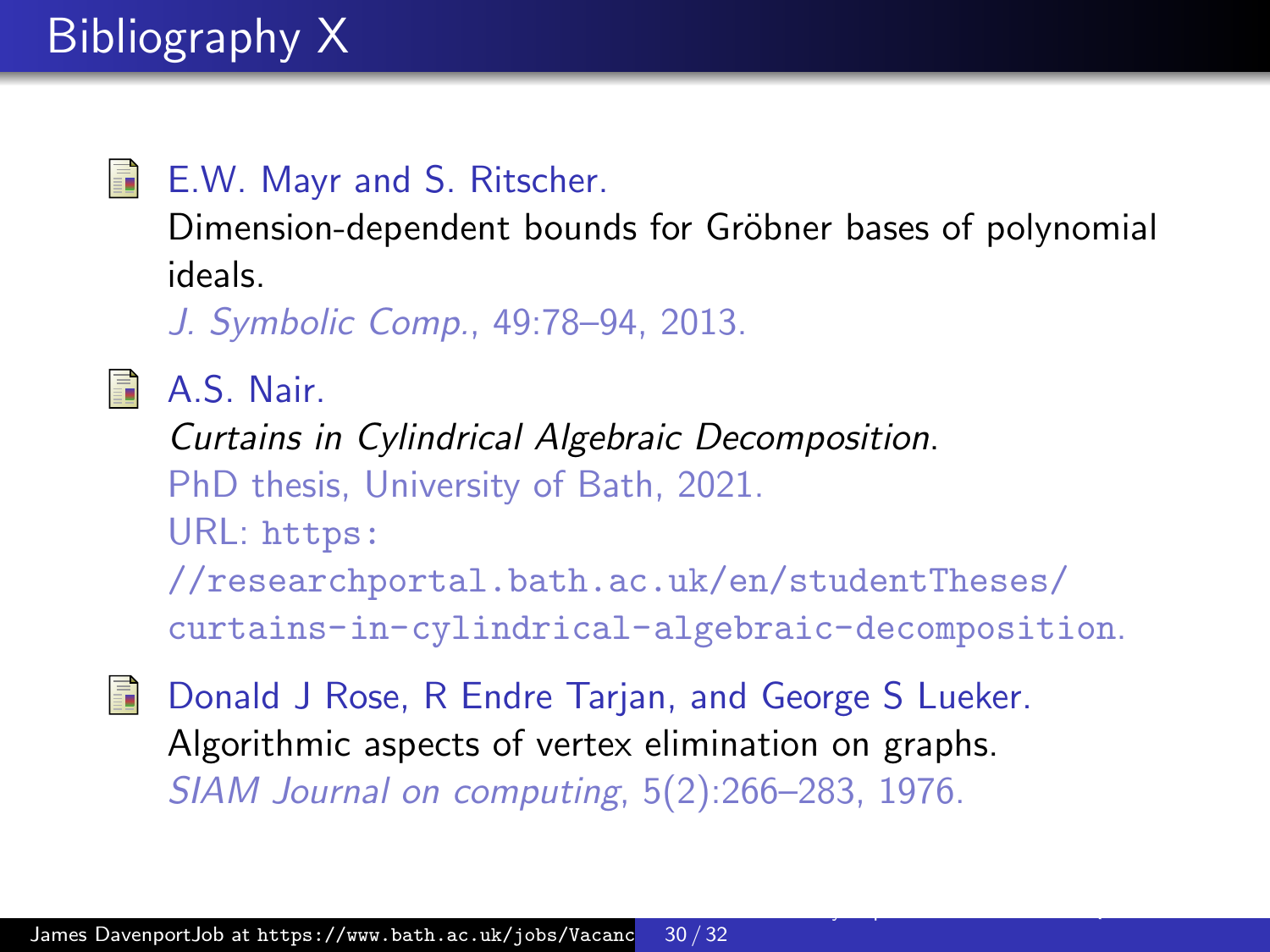# Bibliography X

- E.W. Mayr and S. Ritscher.
  Dimension-dependent bounds for Gröbner bases of polynomial ideals.
  *J. Symbolic Comp.*, 49:78–94, 2013.

- A.S. Nair.
  *Curtains in Cylindrical Algebraic Decomposition*.
  PhD thesis, University of Bath, 2021.
  URL: `https://researchportal.bath.ac.uk/en/studentTheses/curtains-in-cylindrical-algebraic-decomposition`.

- Donald J Rose, R Endre Tarjan, and George S Lueker.
  Algorithmic aspects of vertex elimination on graphs.
  *SIAM Journal on computing*, 5(2):266–283, 1976.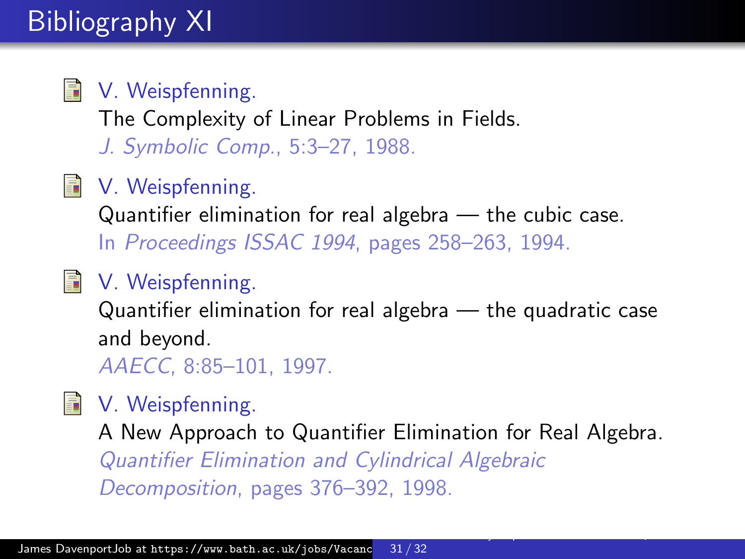# Bibliography XI

- V. Weispfenning.
  The Complexity of Linear Problems in Fields.
  *J. Symbolic Comp.*, 5:3–27, 1988.

- V. Weispfenning.
  Quantifier elimination for real algebra — the cubic case.
  In *Proceedings ISSAC 1994*, pages 258–263, 1994.

- V. Weispfenning.
  Quantifier elimination for real algebra — the quadratic case and beyond.
  *AAECC*, 8:85–101, 1997.

- V. Weispfenning.
  A New Approach to Quantifier Elimination for Real Algebra.
  *Quantifier Elimination and Cylindrical Algebraic Decomposition*, pages 376–392, 1998.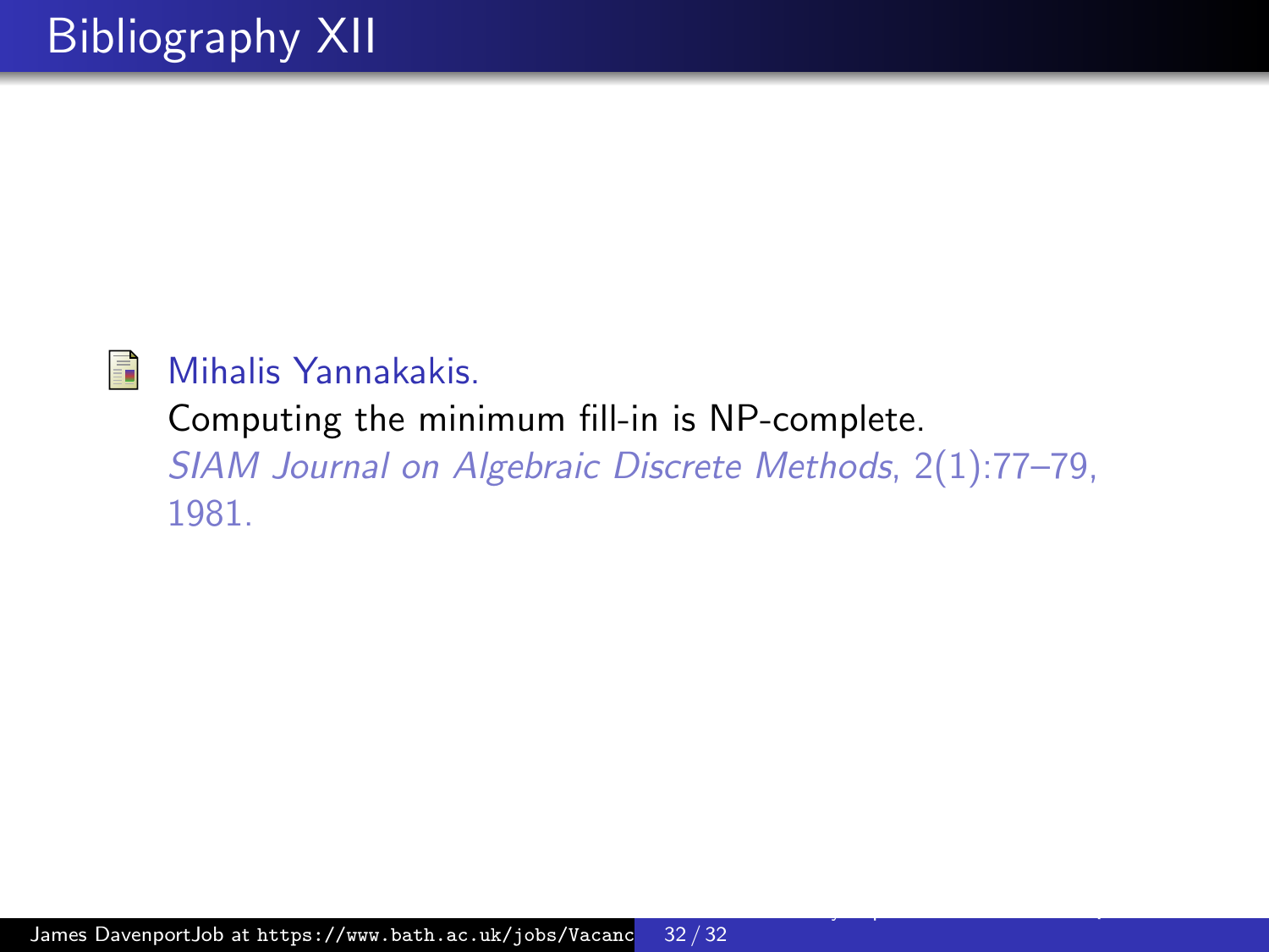# Bibliography XII

Mihalis Yannakakis.
Computing the minimum fill-in is NP-complete.
*SIAM Journal on Algebraic Discrete Methods*, 2(1):77–79, 1981.